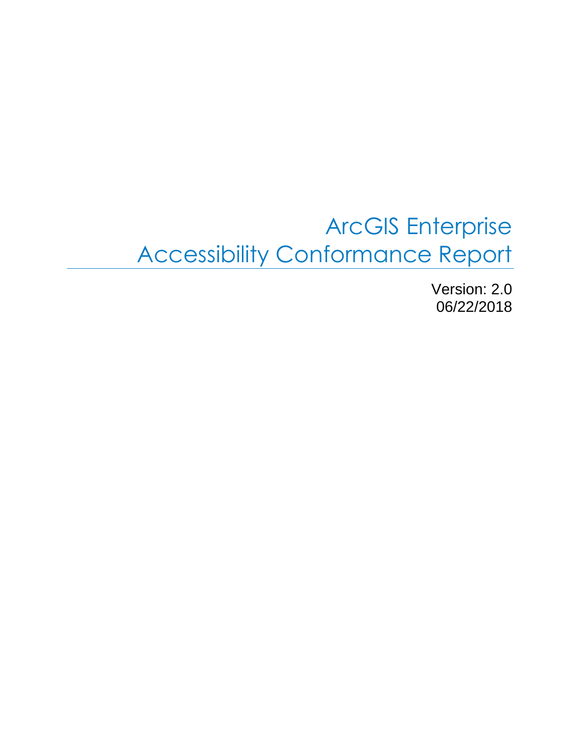# ArcGIS Enterprise
# Accessibility Conformance Report

Version: 2.0
06/22/2018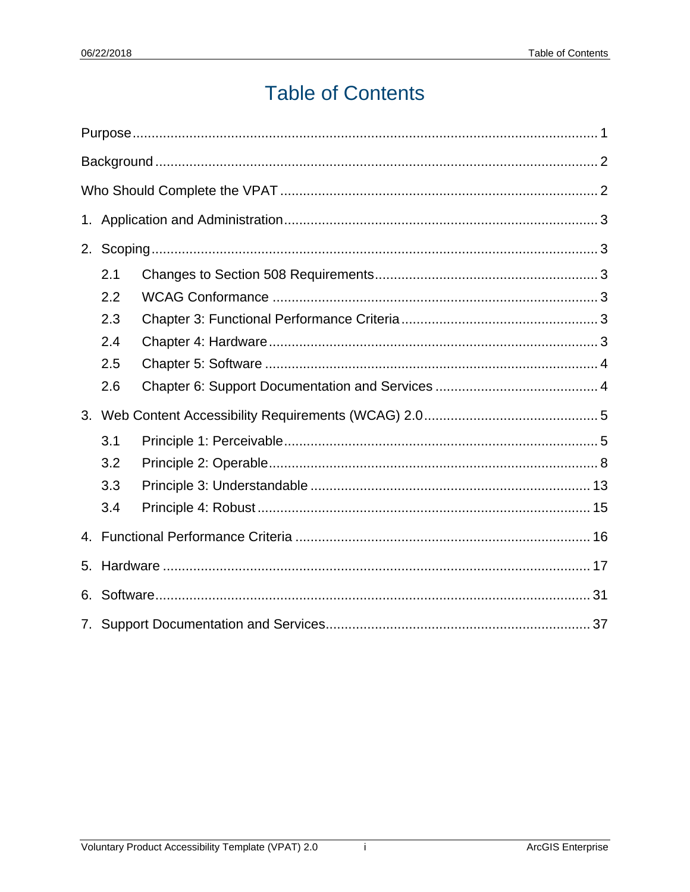# Table of Contents

Purpose ..... 1

Background ..... 2

Who Should Complete the VPAT ..... 2

1. Application and Administration ..... 3
2. Scoping ..... 3
   - 2.1 Changes to Section 508 Requirements ..... 3
   - 2.2 WCAG Conformance ..... 3
   - 2.3 Chapter 3: Functional Performance Criteria ..... 3
   - 2.4 Chapter 4: Hardware ..... 3
   - 2.5 Chapter 5: Software ..... 4
   - 2.6 Chapter 6: Support Documentation and Services ..... 4
3. Web Content Accessibility Requirements (WCAG) 2.0 ..... 5
   - 3.1 Principle 1: Perceivable ..... 5
   - 3.2 Principle 2: Operable ..... 8
   - 3.3 Principle 3: Understandable ..... 13
   - 3.4 Principle 4: Robust ..... 15
4. Functional Performance Criteria ..... 16
5. Hardware ..... 17
6. Software ..... 31
7. Support Documentation and Services ..... 37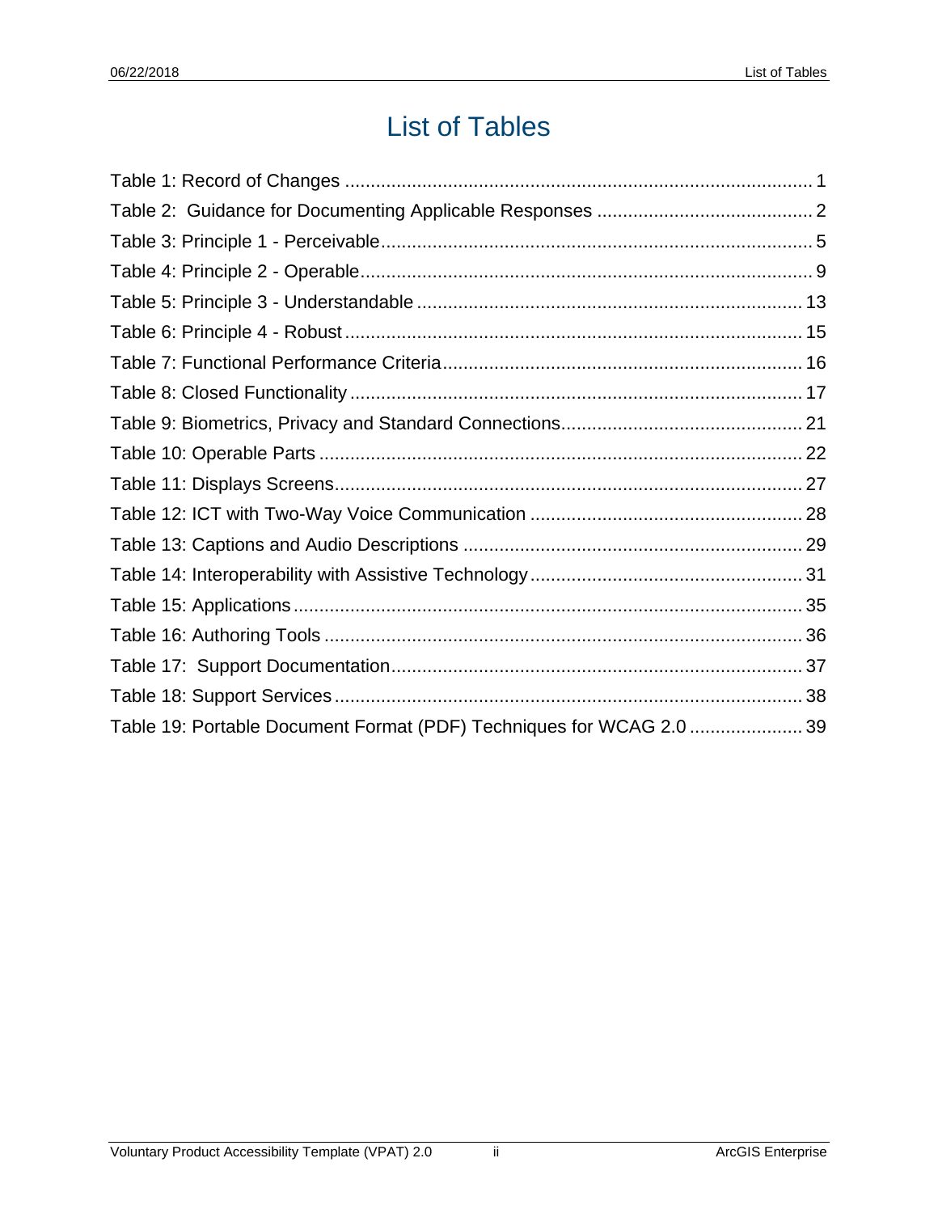# List of Tables

Table 1: Record of Changes .......................................................................................... 1
Table 2:  Guidance for Documenting Applicable Responses .......................................... 2
Table 3: Principle 1 - Perceivable.................................................................................... 5
Table 4: Principle 2 - Operable........................................................................................ 9
Table 5: Principle 3 - Understandable ........................................................................... 13
Table 6: Principle 4 - Robust ......................................................................................... 15
Table 7: Functional Performance Criteria...................................................................... 16
Table 8: Closed Functionality ........................................................................................ 17
Table 9: Biometrics, Privacy and Standard Connections............................................... 21
Table 10: Operable Parts .............................................................................................. 22
Table 11: Displays Screens........................................................................................... 27
Table 12: ICT with Two-Way Voice Communication ..................................................... 28
Table 13: Captions and Audio Descriptions .................................................................. 29
Table 14: Interoperability with Assistive Technology..................................................... 31
Table 15: Applications................................................................................................... 35
Table 16: Authoring Tools ............................................................................................. 36
Table 17:  Support Documentation................................................................................ 37
Table 18: Support Services........................................................................................... 38
Table 19: Portable Document Format (PDF) Techniques for WCAG 2.0 ...................... 39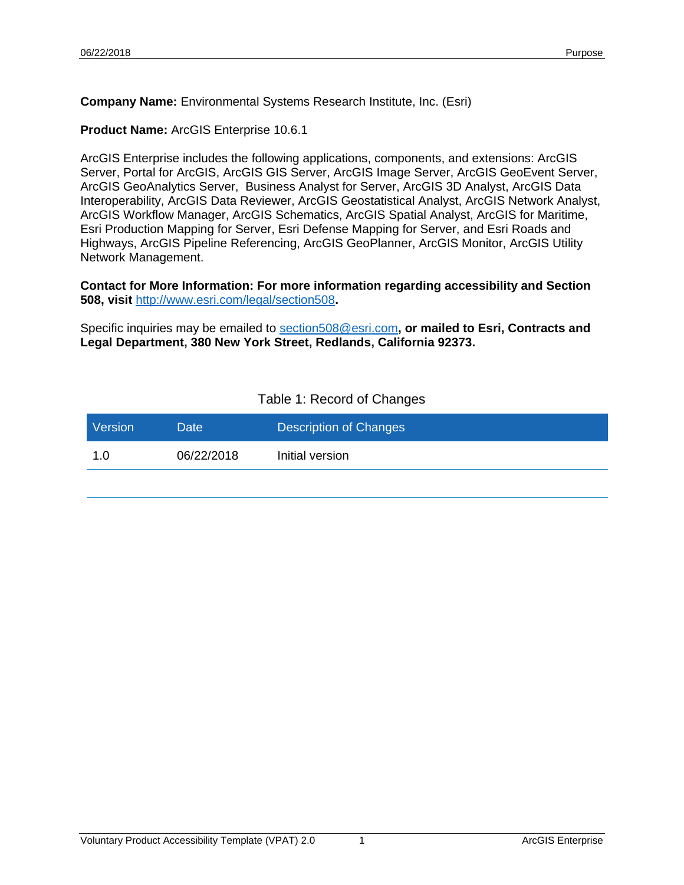**Company Name:** Environmental Systems Research Institute, Inc. (Esri)

**Product Name:** ArcGIS Enterprise 10.6.1

ArcGIS Enterprise includes the following applications, components, and extensions: ArcGIS Server, Portal for ArcGIS, ArcGIS GIS Server, ArcGIS Image Server, ArcGIS GeoEvent Server, ArcGIS GeoAnalytics Server, Business Analyst for Server, ArcGIS 3D Analyst, ArcGIS Data Interoperability, ArcGIS Data Reviewer, ArcGIS Geostatistical Analyst, ArcGIS Network Analyst, ArcGIS Workflow Manager, ArcGIS Schematics, ArcGIS Spatial Analyst, ArcGIS for Maritime, Esri Production Mapping for Server, Esri Defense Mapping for Server, and Esri Roads and Highways, ArcGIS Pipeline Referencing, ArcGIS GeoPlanner, ArcGIS Monitor, ArcGIS Utility Network Management.

**Contact for More Information: For more information regarding accessibility and Section 508, visit** [http://www.esri.com/legal/section508](http://www.esri.com/legal/section508)**.**

Specific inquiries may be emailed to [section508@esri.com](mailto:section508@esri.com)**, or mailed to Esri, Contracts and Legal Department, 380 New York Street, Redlands, California 92373.**

Table 1: Record of Changes

| Version | Date | Description of Changes |
|---|---|---|
| 1.0 | 06/22/2018 | Initial version |
| | | |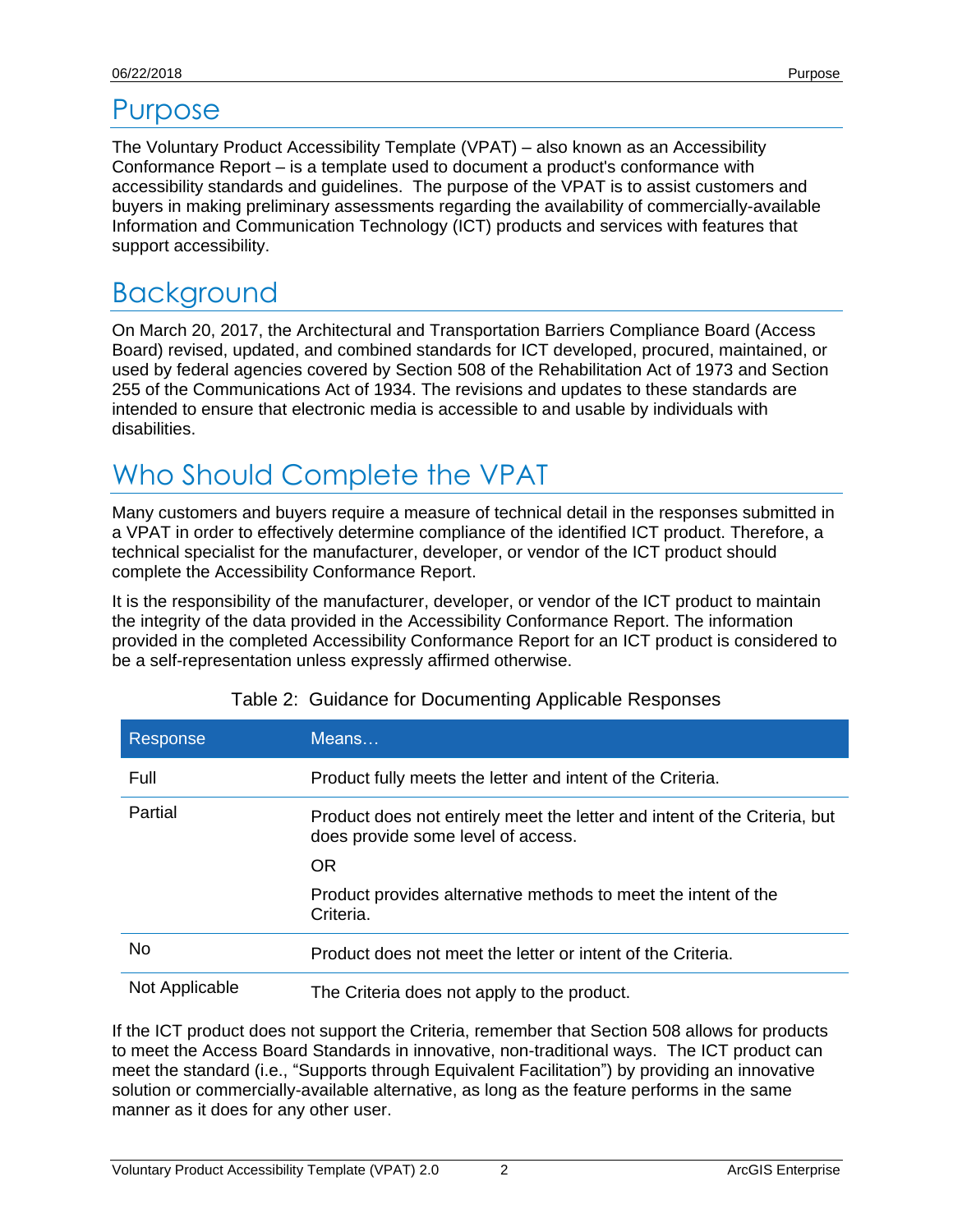# Purpose

The Voluntary Product Accessibility Template (VPAT) – also known as an Accessibility Conformance Report – is a template used to document a product's conformance with accessibility standards and guidelines. The purpose of the VPAT is to assist customers and buyers in making preliminary assessments regarding the availability of commercially-available Information and Communication Technology (ICT) products and services with features that support accessibility.

# Background

On March 20, 2017, the Architectural and Transportation Barriers Compliance Board (Access Board) revised, updated, and combined standards for ICT developed, procured, maintained, or used by federal agencies covered by Section 508 of the Rehabilitation Act of 1973 and Section 255 of the Communications Act of 1934. The revisions and updates to these standards are intended to ensure that electronic media is accessible to and usable by individuals with disabilities.

# Who Should Complete the VPAT

Many customers and buyers require a measure of technical detail in the responses submitted in a VPAT in order to effectively determine compliance of the identified ICT product. Therefore, a technical specialist for the manufacturer, developer, or vendor of the ICT product should complete the Accessibility Conformance Report.

It is the responsibility of the manufacturer, developer, or vendor of the ICT product to maintain the integrity of the data provided in the Accessibility Conformance Report. The information provided in the completed Accessibility Conformance Report for an ICT product is considered to be a self-representation unless expressly affirmed otherwise.

Table 2: Guidance for Documenting Applicable Responses

| Response | Means… |
|---|---|
| Full | Product fully meets the letter and intent of the Criteria. |
| Partial | Product does not entirely meet the letter and intent of the Criteria, but does provide some level of access. OR Product provides alternative methods to meet the intent of the Criteria. |
| No | Product does not meet the letter or intent of the Criteria. |
| Not Applicable | The Criteria does not apply to the product. |

If the ICT product does not support the Criteria, remember that Section 508 allows for products to meet the Access Board Standards in innovative, non-traditional ways. The ICT product can meet the standard (i.e., "Supports through Equivalent Facilitation") by providing an innovative solution or commercially-available alternative, as long as the feature performs in the same manner as it does for any other user.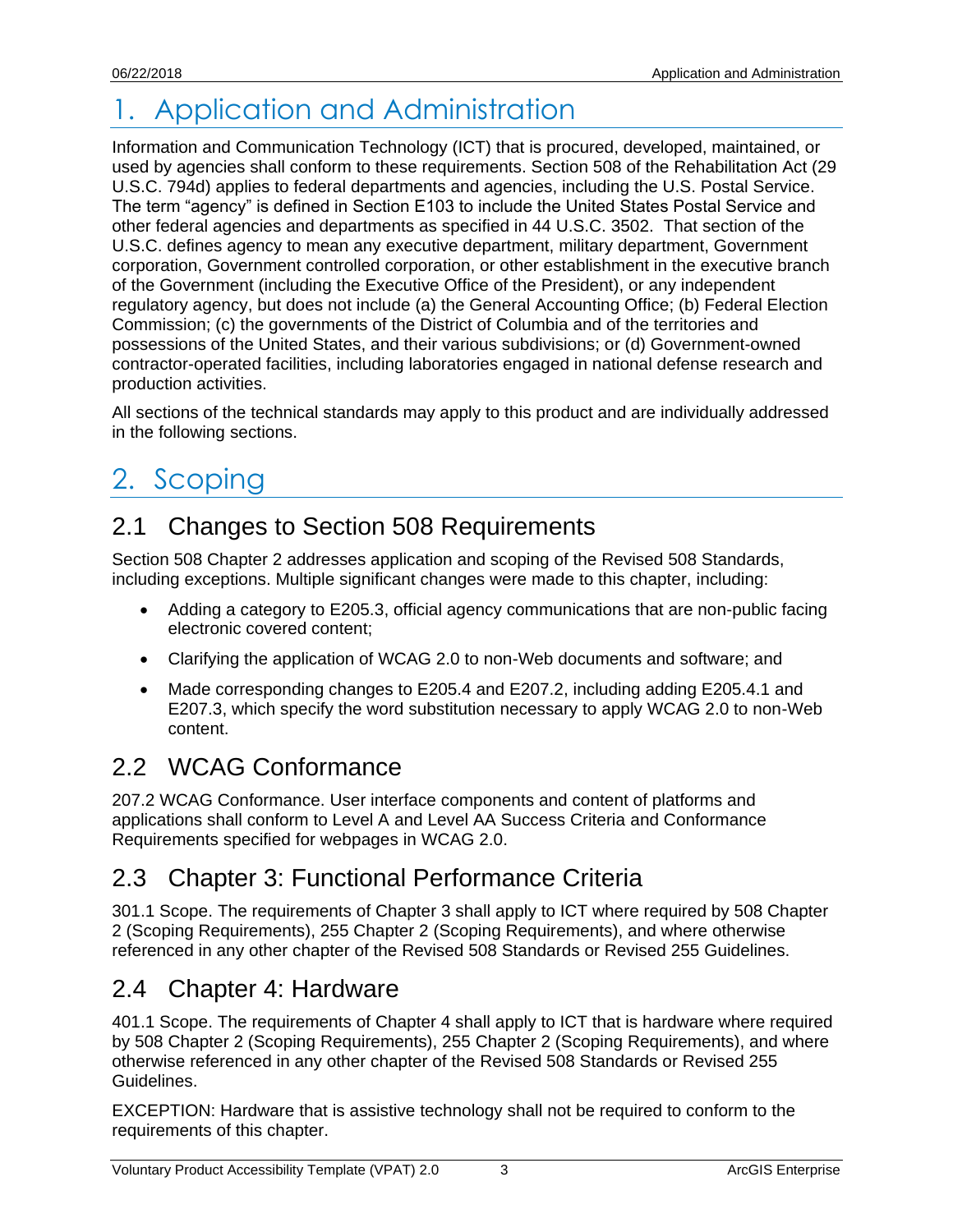# 1. Application and Administration

Information and Communication Technology (ICT) that is procured, developed, maintained, or used by agencies shall conform to these requirements. Section 508 of the Rehabilitation Act (29 U.S.C. 794d) applies to federal departments and agencies, including the U.S. Postal Service. The term "agency" is defined in Section E103 to include the United States Postal Service and other federal agencies and departments as specified in 44 U.S.C. 3502. That section of the U.S.C. defines agency to mean any executive department, military department, Government corporation, Government controlled corporation, or other establishment in the executive branch of the Government (including the Executive Office of the President), or any independent regulatory agency, but does not include (a) the General Accounting Office; (b) Federal Election Commission; (c) the governments of the District of Columbia and of the territories and possessions of the United States, and their various subdivisions; or (d) Government-owned contractor-operated facilities, including laboratories engaged in national defense research and production activities.

All sections of the technical standards may apply to this product and are individually addressed in the following sections.

# 2. Scoping

## 2.1 Changes to Section 508 Requirements

Section 508 Chapter 2 addresses application and scoping of the Revised 508 Standards, including exceptions. Multiple significant changes were made to this chapter, including:

- Adding a category to E205.3, official agency communications that are non-public facing electronic covered content;
- Clarifying the application of WCAG 2.0 to non-Web documents and software; and
- Made corresponding changes to E205.4 and E207.2, including adding E205.4.1 and E207.3, which specify the word substitution necessary to apply WCAG 2.0 to non-Web content.

## 2.2 WCAG Conformance

207.2 WCAG Conformance. User interface components and content of platforms and applications shall conform to Level A and Level AA Success Criteria and Conformance Requirements specified for webpages in WCAG 2.0.

## 2.3 Chapter 3: Functional Performance Criteria

301.1 Scope. The requirements of Chapter 3 shall apply to ICT where required by 508 Chapter 2 (Scoping Requirements), 255 Chapter 2 (Scoping Requirements), and where otherwise referenced in any other chapter of the Revised 508 Standards or Revised 255 Guidelines.

## 2.4 Chapter 4: Hardware

401.1 Scope. The requirements of Chapter 4 shall apply to ICT that is hardware where required by 508 Chapter 2 (Scoping Requirements), 255 Chapter 2 (Scoping Requirements), and where otherwise referenced in any other chapter of the Revised 508 Standards or Revised 255 Guidelines.

EXCEPTION: Hardware that is assistive technology shall not be required to conform to the requirements of this chapter.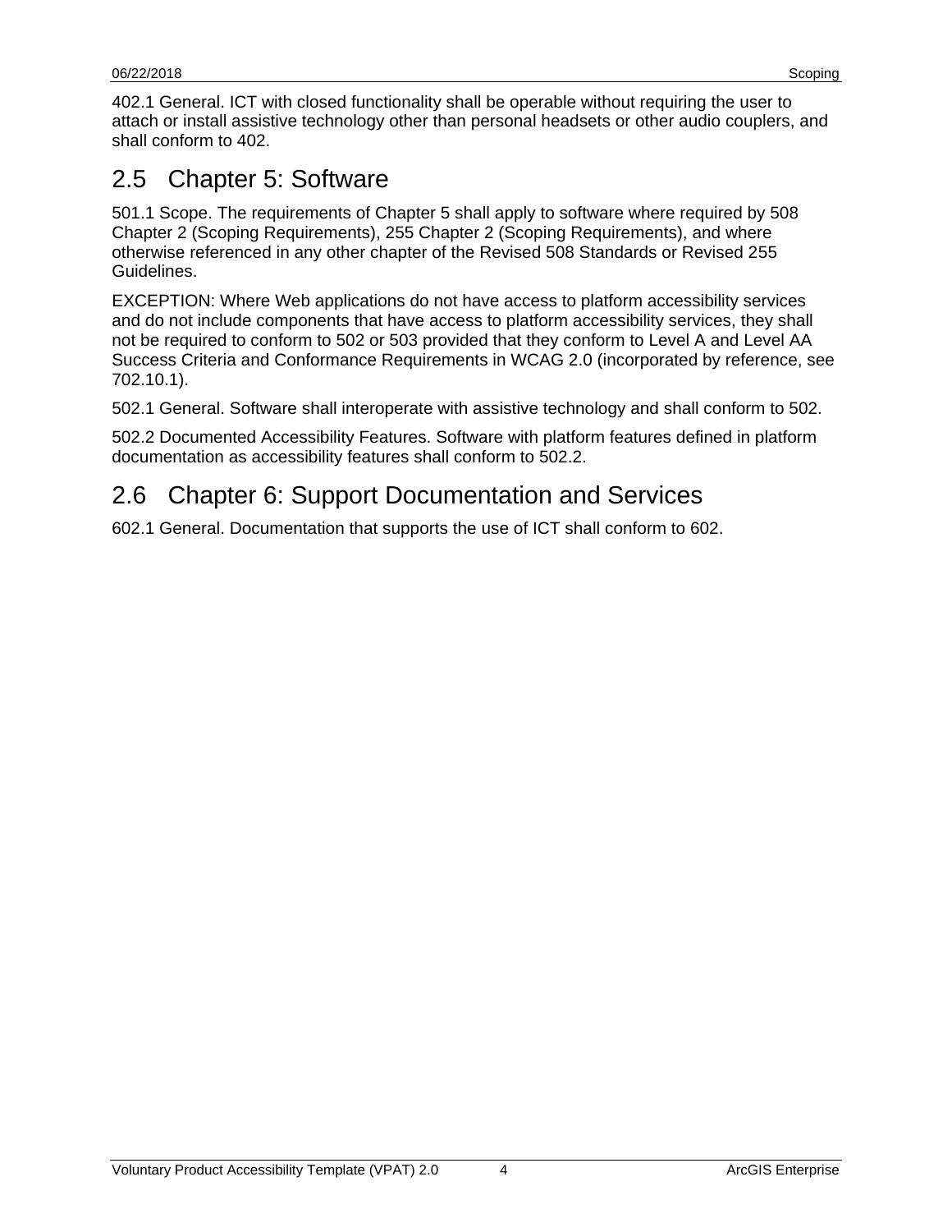402.1 General. ICT with closed functionality shall be operable without requiring the user to attach or install assistive technology other than personal headsets or other audio couplers, and shall conform to 402.

## 2.5 Chapter 5: Software

501.1 Scope. The requirements of Chapter 5 shall apply to software where required by 508 Chapter 2 (Scoping Requirements), 255 Chapter 2 (Scoping Requirements), and where otherwise referenced in any other chapter of the Revised 508 Standards or Revised 255 Guidelines.

EXCEPTION: Where Web applications do not have access to platform accessibility services and do not include components that have access to platform accessibility services, they shall not be required to conform to 502 or 503 provided that they conform to Level A and Level AA Success Criteria and Conformance Requirements in WCAG 2.0 (incorporated by reference, see 702.10.1).

502.1 General. Software shall interoperate with assistive technology and shall conform to 502.

502.2 Documented Accessibility Features. Software with platform features defined in platform documentation as accessibility features shall conform to 502.2.

## 2.6 Chapter 6: Support Documentation and Services

602.1 General. Documentation that supports the use of ICT shall conform to 602.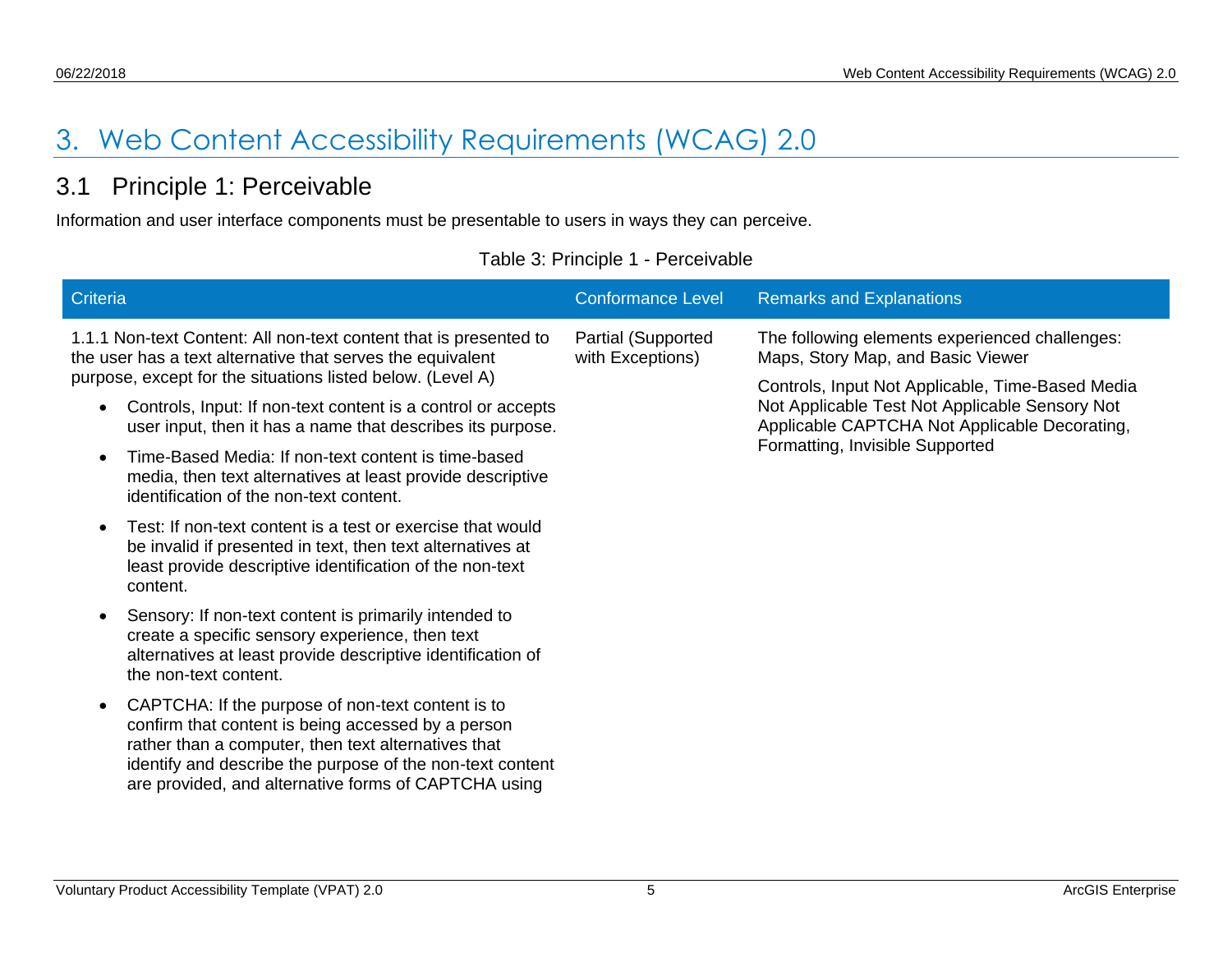# 3. Web Content Accessibility Requirements (WCAG) 2.0

## 3.1 Principle 1: Perceivable

Information and user interface components must be presentable to users in ways they can perceive.

Table 3: Principle 1 - Perceivable

| Criteria | Conformance Level | Remarks and Explanations |
|---|---|---|
| 1.1.1 Non-text Content: All non-text content that is presented to the user has a text alternative that serves the equivalent purpose, except for the situations listed below. (Level A)<br>• Controls, Input: If non-text content is a control or accepts user input, then it has a name that describes its purpose.<br>• Time-Based Media: If non-text content is time-based media, then text alternatives at least provide descriptive identification of the non-text content.<br>• Test: If non-text content is a test or exercise that would be invalid if presented in text, then text alternatives at least provide descriptive identification of the non-text content.<br>• Sensory: If non-text content is primarily intended to create a specific sensory experience, then text alternatives at least provide descriptive identification of the non-text content.<br>• CAPTCHA: If the purpose of non-text content is to confirm that content is being accessed by a person rather than a computer, then text alternatives that identify and describe the purpose of the non-text content are provided, and alternative forms of CAPTCHA using | Partial (Supported with Exceptions) | The following elements experienced challenges: Maps, Story Map, and Basic Viewer<br><br>Controls, Input Not Applicable, Time-Based Media Not Applicable Test Not Applicable Sensory Not Applicable CAPTCHA Not Applicable Decorating, Formatting, Invisible Supported |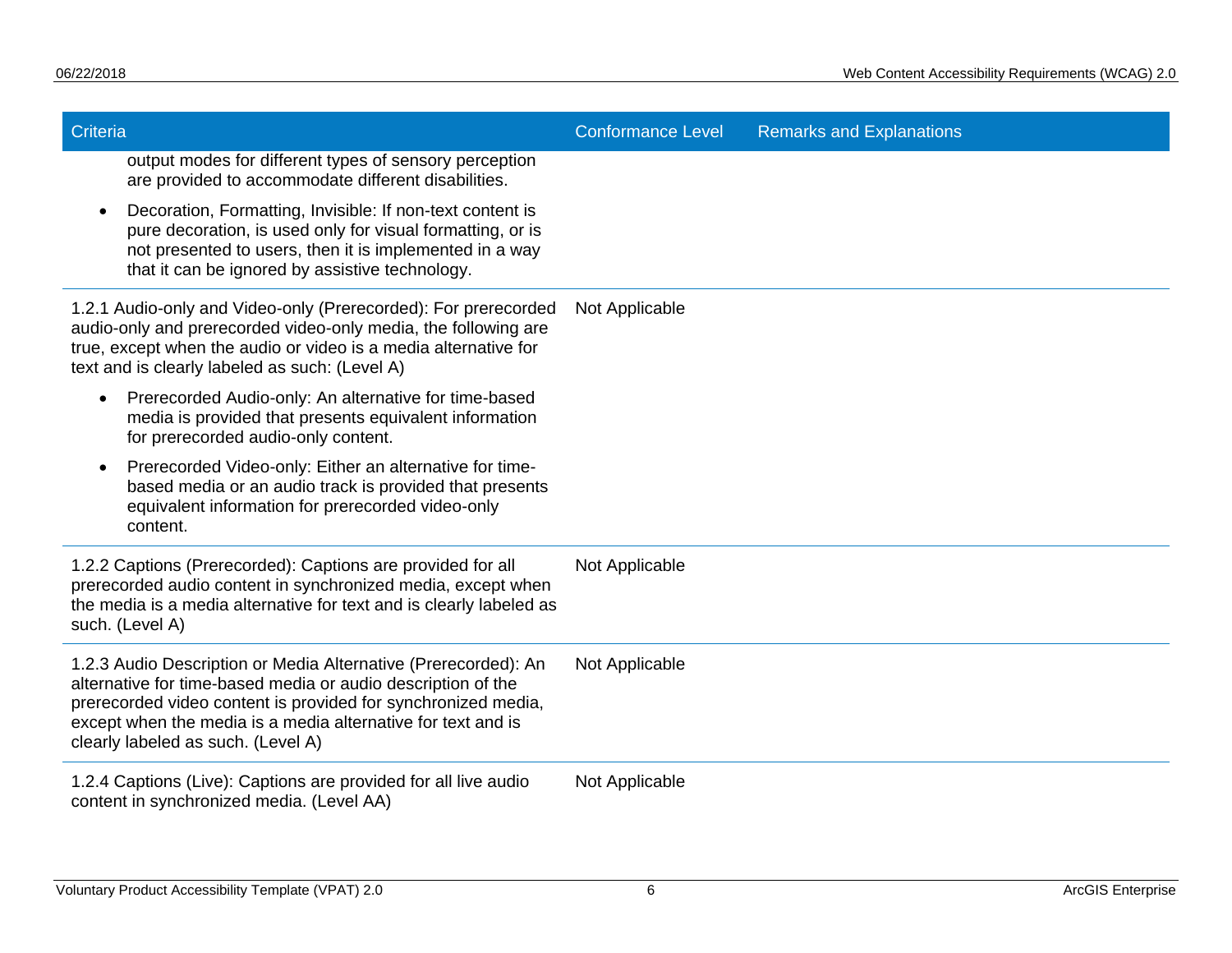| Criteria | Conformance Level | Remarks and Explanations |
| --- | --- | --- |
| output modes for different types of sensory perception are provided to accommodate different disabilities.<br>• Decoration, Formatting, Invisible: If non-text content is pure decoration, is used only for visual formatting, or is not presented to users, then it is implemented in a way that it can be ignored by assistive technology. | | |
| 1.2.1 Audio-only and Video-only (Prerecorded): For prerecorded audio-only and prerecorded video-only media, the following are true, except when the audio or video is a media alternative for text and is clearly labeled as such: (Level A)<br>• Prerecorded Audio-only: An alternative for time-based media is provided that presents equivalent information for prerecorded audio-only content.<br>• Prerecorded Video-only: Either an alternative for time-based media or an audio track is provided that presents equivalent information for prerecorded video-only content. | Not Applicable | |
| 1.2.2 Captions (Prerecorded): Captions are provided for all prerecorded audio content in synchronized media, except when the media is a media alternative for text and is clearly labeled as such. (Level A) | Not Applicable | |
| 1.2.3 Audio Description or Media Alternative (Prerecorded): An alternative for time-based media or audio description of the prerecorded video content is provided for synchronized media, except when the media is a media alternative for text and is clearly labeled as such. (Level A) | Not Applicable | |
| 1.2.4 Captions (Live): Captions are provided for all live audio content in synchronized media. (Level AA) | Not Applicable | |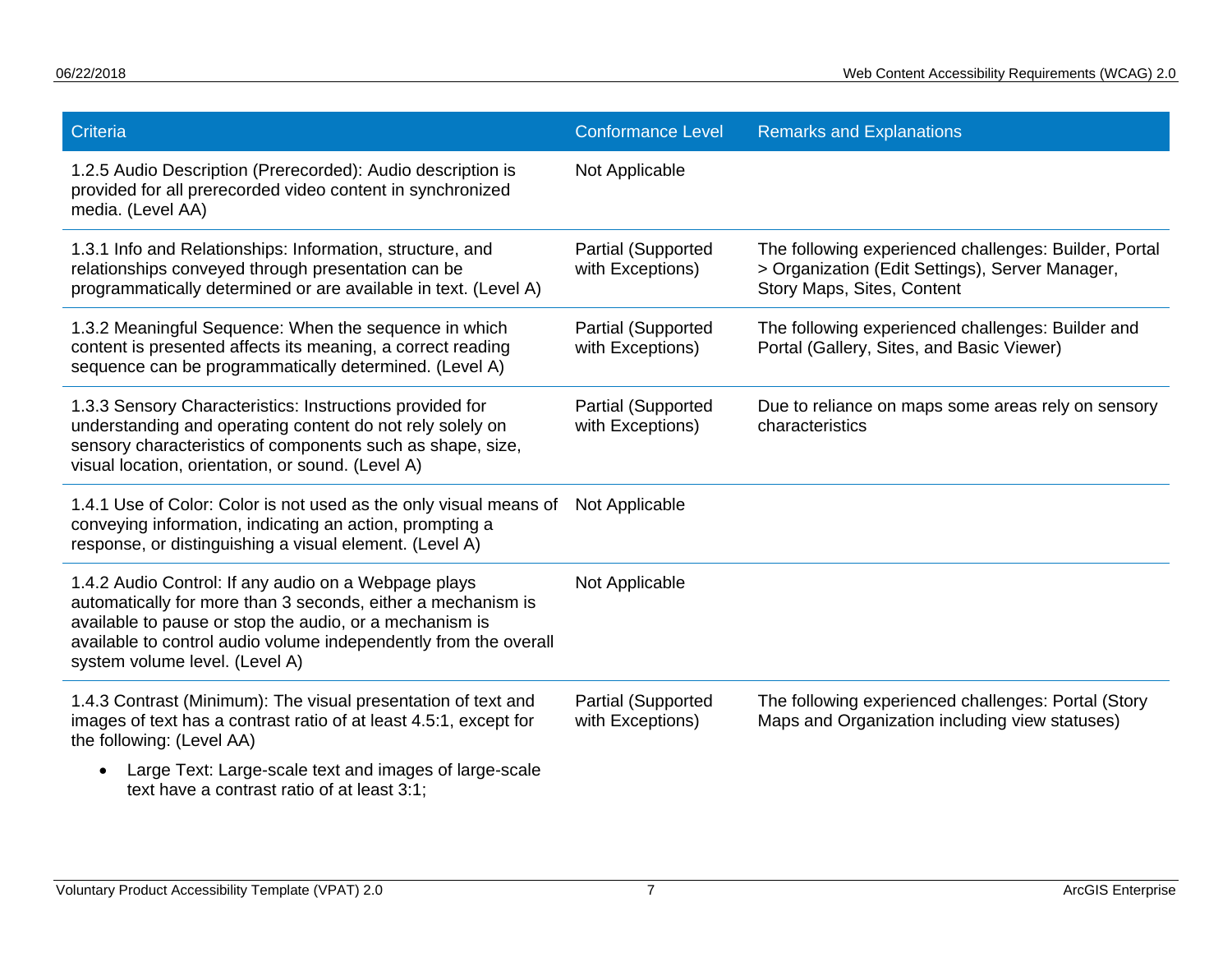| Criteria | Conformance Level | Remarks and Explanations |
| --- | --- | --- |
| 1.2.5 Audio Description (Prerecorded): Audio description is provided for all prerecorded video content in synchronized media. (Level AA) | Not Applicable | |
| 1.3.1 Info and Relationships: Information, structure, and relationships conveyed through presentation can be programmatically determined or are available in text. (Level A) | Partial (Supported with Exceptions) | The following experienced challenges: Builder, Portal > Organization (Edit Settings), Server Manager, Story Maps, Sites, Content |
| 1.3.2 Meaningful Sequence: When the sequence in which content is presented affects its meaning, a correct reading sequence can be programmatically determined. (Level A) | Partial (Supported with Exceptions) | The following experienced challenges: Builder and Portal (Gallery, Sites, and Basic Viewer) |
| 1.3.3 Sensory Characteristics: Instructions provided for understanding and operating content do not rely solely on sensory characteristics of components such as shape, size, visual location, orientation, or sound. (Level A) | Partial (Supported with Exceptions) | Due to reliance on maps some areas rely on sensory characteristics |
| 1.4.1 Use of Color: Color is not used as the only visual means of conveying information, indicating an action, prompting a response, or distinguishing a visual element. (Level A) | Not Applicable | |
| 1.4.2 Audio Control: If any audio on a Webpage plays automatically for more than 3 seconds, either a mechanism is available to pause or stop the audio, or a mechanism is available to control audio volume independently from the overall system volume level. (Level A) | Not Applicable | |
| 1.4.3 Contrast (Minimum): The visual presentation of text and images of text has a contrast ratio of at least 4.5:1, except for the following: (Level AA)<br>• Large Text: Large-scale text and images of large-scale text have a contrast ratio of at least 3:1; | Partial (Supported with Exceptions) | The following experienced challenges: Portal (Story Maps and Organization including view statuses) |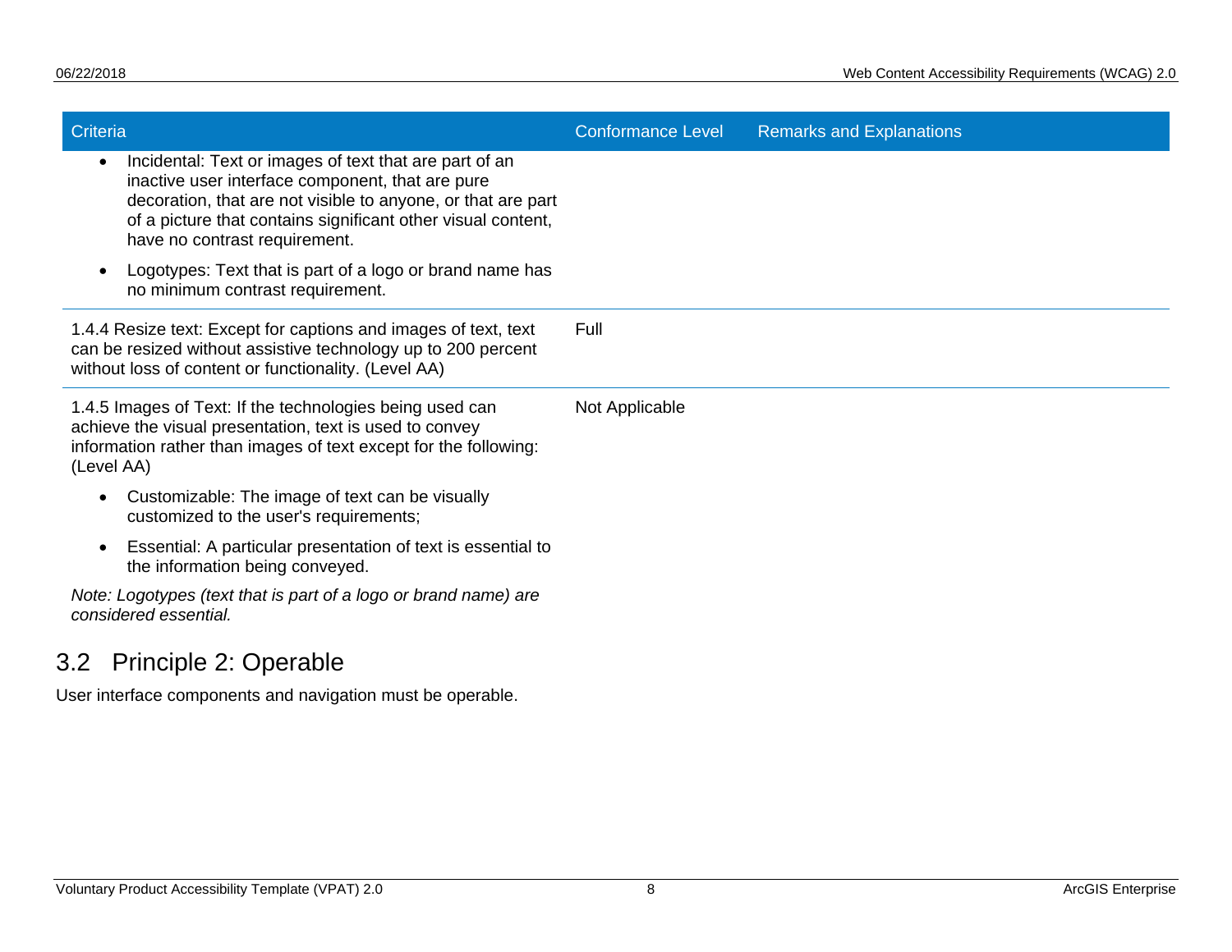| Criteria | Conformance Level | Remarks and Explanations |
| --- | --- | --- |
| • Incidental: Text or images of text that are part of an inactive user interface component, that are pure decoration, that are not visible to anyone, or that are part of a picture that contains significant other visual content, have no contrast requirement.<br>• Logotypes: Text that is part of a logo or brand name has no minimum contrast requirement. | | |
| 1.4.4 Resize text: Except for captions and images of text, text can be resized without assistive technology up to 200 percent without loss of content or functionality. (Level AA) | Full | |
| 1.4.5 Images of Text: If the technologies being used can achieve the visual presentation, text is used to convey information rather than images of text except for the following: (Level AA)<br>• Customizable: The image of text can be visually customized to the user's requirements;<br>• Essential: A particular presentation of text is essential to the information being conveyed.<br>*Note: Logotypes (text that is part of a logo or brand name) are considered essential.* | Not Applicable | |

## 3.2 Principle 2: Operable

User interface components and navigation must be operable.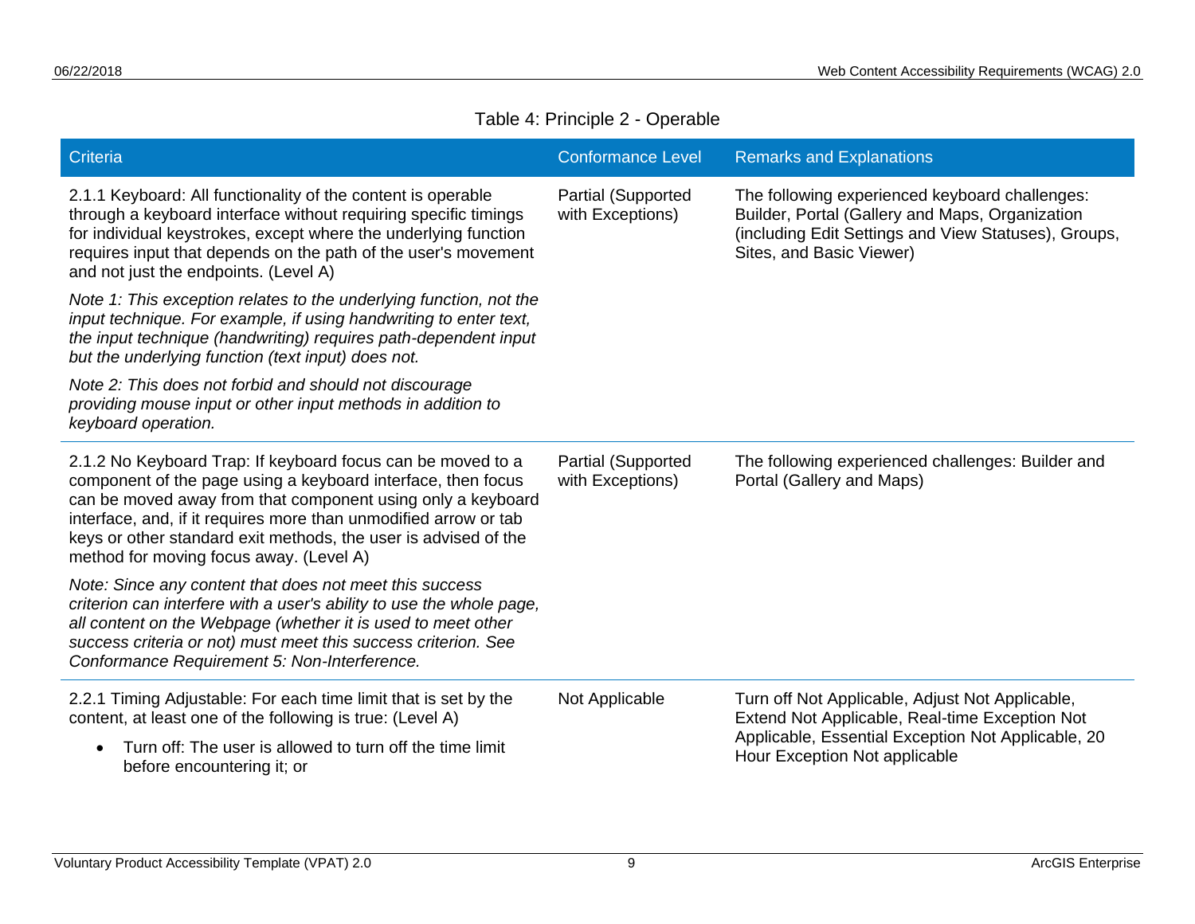Table 4: Principle 2 - Operable

| Criteria | Conformance Level | Remarks and Explanations |
|---|---|---|
| 2.1.1 Keyboard: All functionality of the content is operable through a keyboard interface without requiring specific timings for individual keystrokes, except where the underlying function requires input that depends on the path of the user's movement and not just the endpoints. (Level A)<br><br>*Note 1: This exception relates to the underlying function, not the input technique. For example, if using handwriting to enter text, the input technique (handwriting) requires path-dependent input but the underlying function (text input) does not.*<br><br>*Note 2: This does not forbid and should not discourage providing mouse input or other input methods in addition to keyboard operation.* | Partial (Supported with Exceptions) | The following experienced keyboard challenges: Builder, Portal (Gallery and Maps, Organization (including Edit Settings and View Statuses), Groups, Sites, and Basic Viewer) |
| 2.1.2 No Keyboard Trap: If keyboard focus can be moved to a component of the page using a keyboard interface, then focus can be moved away from that component using only a keyboard interface, and, if it requires more than unmodified arrow or tab keys or other standard exit methods, the user is advised of the method for moving focus away. (Level A)<br><br>*Note: Since any content that does not meet this success criterion can interfere with a user's ability to use the whole page, all content on the Webpage (whether it is used to meet other success criteria or not) must meet this success criterion. See Conformance Requirement 5: Non-Interference.* | Partial (Supported with Exceptions) | The following experienced challenges: Builder and Portal (Gallery and Maps) |
| 2.2.1 Timing Adjustable: For each time limit that is set by the content, at least one of the following is true: (Level A)<br><br>• Turn off: The user is allowed to turn off the time limit before encountering it; or | Not Applicable | Turn off Not Applicable, Adjust Not Applicable, Extend Not Applicable, Real-time Exception Not Applicable, Essential Exception Not Applicable, 20 Hour Exception Not applicable |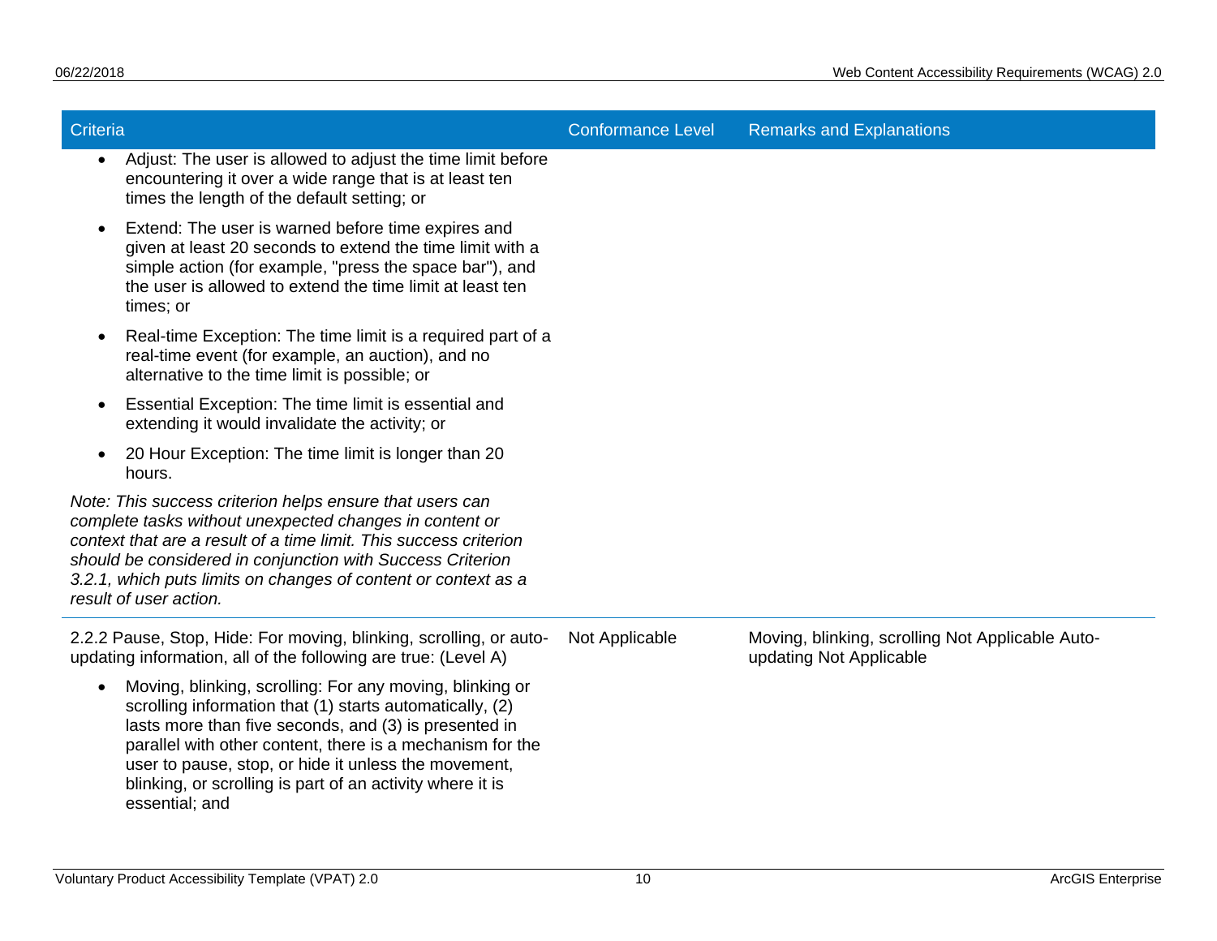| Criteria | Conformance Level | Remarks and Explanations |
|---|---|---|
| • Adjust: The user is allowed to adjust the time limit before encountering it over a wide range that is at least ten times the length of the default setting; or<br>• Extend: The user is warned before time expires and given at least 20 seconds to extend the time limit with a simple action (for example, "press the space bar"), and the user is allowed to extend the time limit at least ten times; or<br>• Real-time Exception: The time limit is a required part of a real-time event (for example, an auction), and no alternative to the time limit is possible; or<br>• Essential Exception: The time limit is essential and extending it would invalidate the activity; or<br>• 20 Hour Exception: The time limit is longer than 20 hours.<br>*Note: This success criterion helps ensure that users can complete tasks without unexpected changes in content or context that are a result of a time limit. This success criterion should be considered in conjunction with Success Criterion 3.2.1, which puts limits on changes of content or context as a result of user action.* | | |
| 2.2.2 Pause, Stop, Hide: For moving, blinking, scrolling, or auto-updating information, all of the following are true: (Level A)<br>• Moving, blinking, scrolling: For any moving, blinking or scrolling information that (1) starts automatically, (2) lasts more than five seconds, and (3) is presented in parallel with other content, there is a mechanism for the user to pause, stop, or hide it unless the movement, blinking, or scrolling is part of an activity where it is essential; and | Not Applicable | Moving, blinking, scrolling Not Applicable Auto-updating Not Applicable |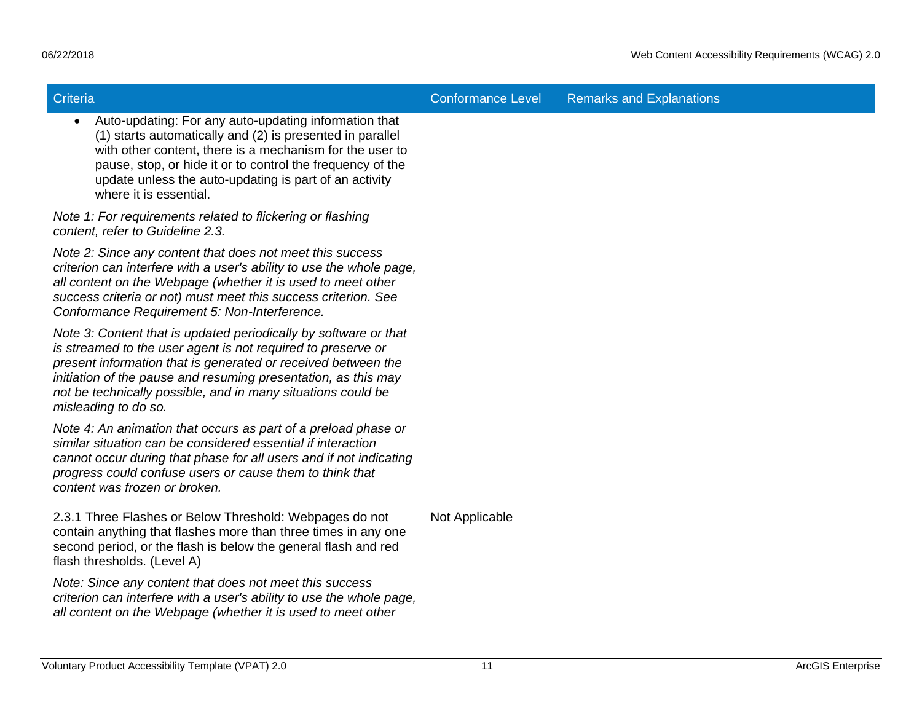| Criteria | Conformance Level | Remarks and Explanations |
|---|---|---|
| • Auto-updating: For any auto-updating information that (1) starts automatically and (2) is presented in parallel with other content, there is a mechanism for the user to pause, stop, or hide it or to control the frequency of the update unless the auto-updating is part of an activity where it is essential. <br><br> *Note 1: For requirements related to flickering or flashing content, refer to Guideline 2.3.* <br><br> *Note 2: Since any content that does not meet this success criterion can interfere with a user's ability to use the whole page, all content on the Webpage (whether it is used to meet other success criteria or not) must meet this success criterion. See Conformance Requirement 5: Non-Interference.* <br><br> *Note 3: Content that is updated periodically by software or that is streamed to the user agent is not required to preserve or present information that is generated or received between the initiation of the pause and resuming presentation, as this may not be technically possible, and in many situations could be misleading to do so.* <br><br> *Note 4: An animation that occurs as part of a preload phase or similar situation can be considered essential if interaction cannot occur during that phase for all users and if not indicating progress could confuse users or cause them to think that content was frozen or broken.* | | |
| 2.3.1 Three Flashes or Below Threshold: Webpages do not contain anything that flashes more than three times in any one second period, or the flash is below the general flash and red flash thresholds. (Level A) <br><br> *Note: Since any content that does not meet this success criterion can interfere with a user's ability to use the whole page, all content on the Webpage (whether it is used to meet other* | Not Applicable | |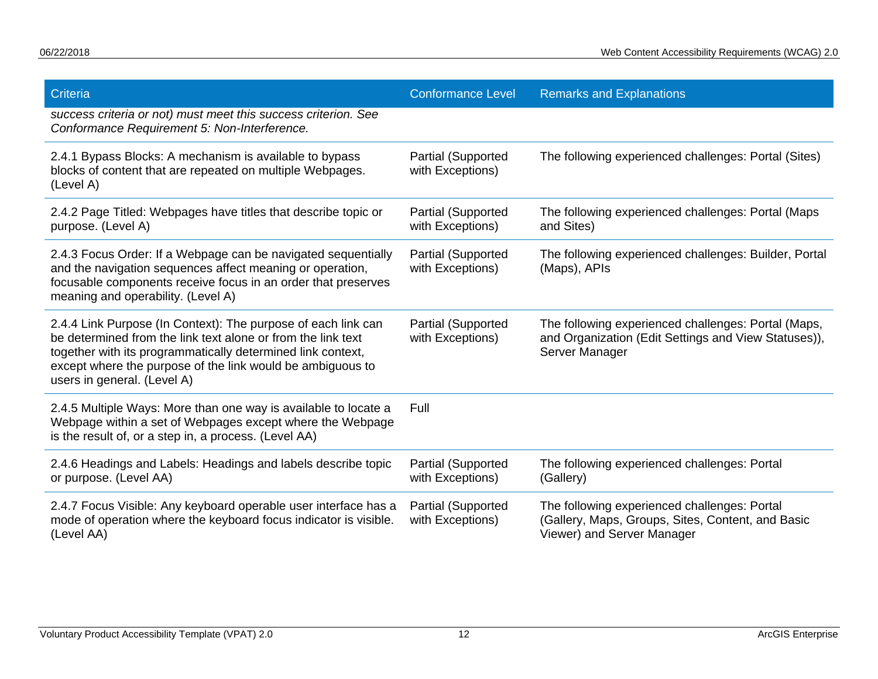| Criteria | Conformance Level | Remarks and Explanations |
|---|---|---|
| *success criteria or not) must meet this success criterion. See Conformance Requirement 5: Non-Interference.* | | |
| 2.4.1 Bypass Blocks: A mechanism is available to bypass blocks of content that are repeated on multiple Webpages. (Level A) | Partial (Supported with Exceptions) | The following experienced challenges: Portal (Sites) |
| 2.4.2 Page Titled: Webpages have titles that describe topic or purpose. (Level A) | Partial (Supported with Exceptions) | The following experienced challenges: Portal (Maps and Sites) |
| 2.4.3 Focus Order: If a Webpage can be navigated sequentially and the navigation sequences affect meaning or operation, focusable components receive focus in an order that preserves meaning and operability. (Level A) | Partial (Supported with Exceptions) | The following experienced challenges: Builder, Portal (Maps), APIs |
| 2.4.4 Link Purpose (In Context): The purpose of each link can be determined from the link text alone or from the link text together with its programmatically determined link context, except where the purpose of the link would be ambiguous to users in general. (Level A) | Partial (Supported with Exceptions) | The following experienced challenges: Portal (Maps, and Organization (Edit Settings and View Statuses)), Server Manager |
| 2.4.5 Multiple Ways: More than one way is available to locate a Webpage within a set of Webpages except where the Webpage is the result of, or a step in, a process. (Level AA) | Full | |
| 2.4.6 Headings and Labels: Headings and labels describe topic or purpose. (Level AA) | Partial (Supported with Exceptions) | The following experienced challenges: Portal (Gallery) |
| 2.4.7 Focus Visible: Any keyboard operable user interface has a mode of operation where the keyboard focus indicator is visible. (Level AA) | Partial (Supported with Exceptions) | The following experienced challenges: Portal (Gallery, Maps, Groups, Sites, Content, and Basic Viewer) and Server Manager |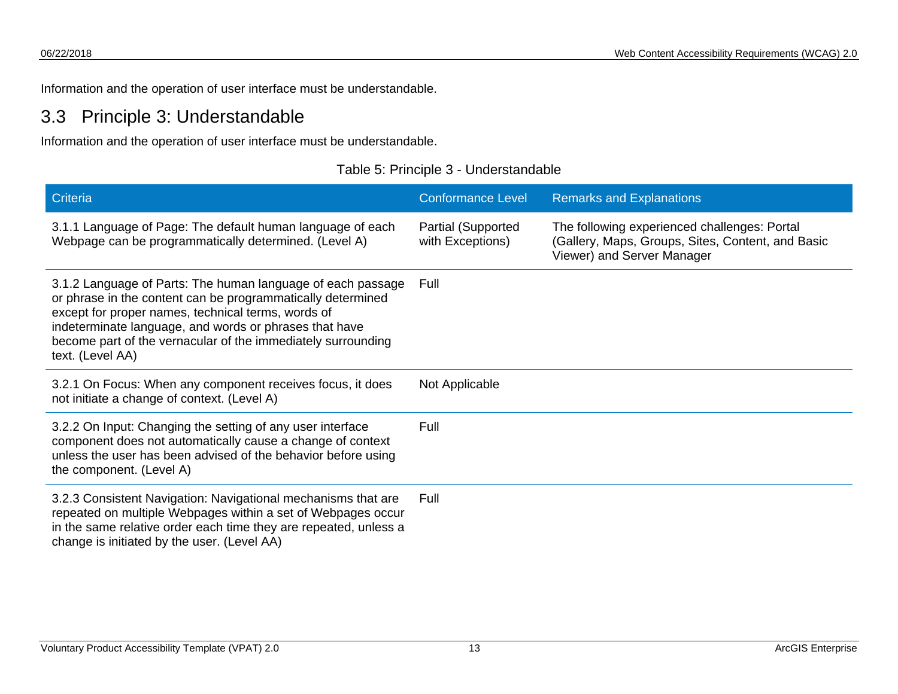Information and the operation of user interface must be understandable.

## 3.3 Principle 3: Understandable

Information and the operation of user interface must be understandable.

Table 5: Principle 3 - Understandable

| Criteria | Conformance Level | Remarks and Explanations |
| --- | --- | --- |
| 3.1.1 Language of Page: The default human language of each Webpage can be programmatically determined. (Level A) | Partial (Supported with Exceptions) | The following experienced challenges: Portal (Gallery, Maps, Groups, Sites, Content, and Basic Viewer) and Server Manager |
| 3.1.2 Language of Parts: The human language of each passage or phrase in the content can be programmatically determined except for proper names, technical terms, words of indeterminate language, and words or phrases that have become part of the vernacular of the immediately surrounding text. (Level AA) | Full | |
| 3.2.1 On Focus: When any component receives focus, it does not initiate a change of context. (Level A) | Not Applicable | |
| 3.2.2 On Input: Changing the setting of any user interface component does not automatically cause a change of context unless the user has been advised of the behavior before using the component. (Level A) | Full | |
| 3.2.3 Consistent Navigation: Navigational mechanisms that are repeated on multiple Webpages within a set of Webpages occur in the same relative order each time they are repeated, unless a change is initiated by the user. (Level AA) | Full | |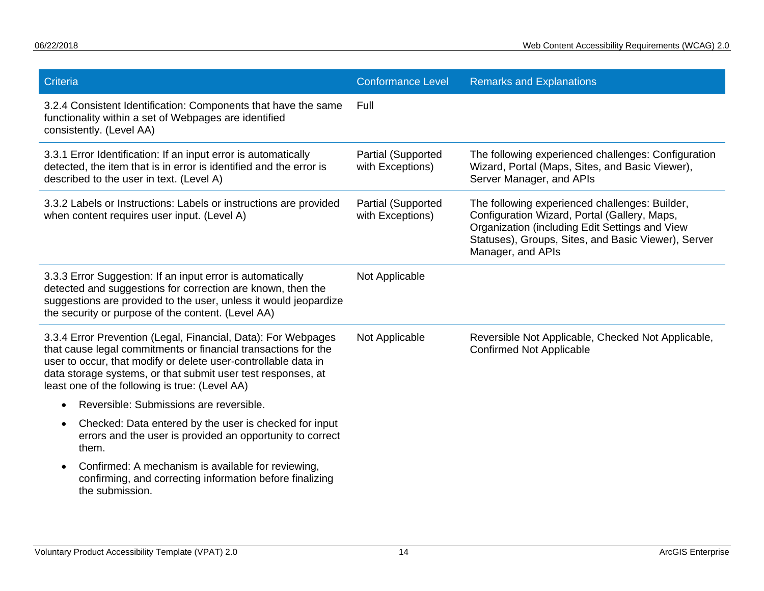| Criteria | Conformance Level | Remarks and Explanations |
| --- | --- | --- |
| 3.2.4 Consistent Identification: Components that have the same functionality within a set of Webpages are identified consistently. (Level AA) | Full | |
| 3.3.1 Error Identification: If an input error is automatically detected, the item that is in error is identified and the error is described to the user in text. (Level A) | Partial (Supported with Exceptions) | The following experienced challenges: Configuration Wizard, Portal (Maps, Sites, and Basic Viewer), Server Manager, and APIs |
| 3.3.2 Labels or Instructions: Labels or instructions are provided when content requires user input. (Level A) | Partial (Supported with Exceptions) | The following experienced challenges: Builder, Configuration Wizard, Portal (Gallery, Maps, Organization (including Edit Settings and View Statuses), Groups, Sites, and Basic Viewer), Server Manager, and APIs |
| 3.3.3 Error Suggestion: If an input error is automatically detected and suggestions for correction are known, then the suggestions are provided to the user, unless it would jeopardize the security or purpose of the content. (Level AA) | Not Applicable | |
| 3.3.4 Error Prevention (Legal, Financial, Data): For Webpages that cause legal commitments or financial transactions for the user to occur, that modify or delete user-controllable data in data storage systems, or that submit user test responses, at least one of the following is true: (Level AA)<br>• Reversible: Submissions are reversible.<br>• Checked: Data entered by the user is checked for input errors and the user is provided an opportunity to correct them.<br>• Confirmed: A mechanism is available for reviewing, confirming, and correcting information before finalizing the submission. | Not Applicable | Reversible Not Applicable, Checked Not Applicable, Confirmed Not Applicable |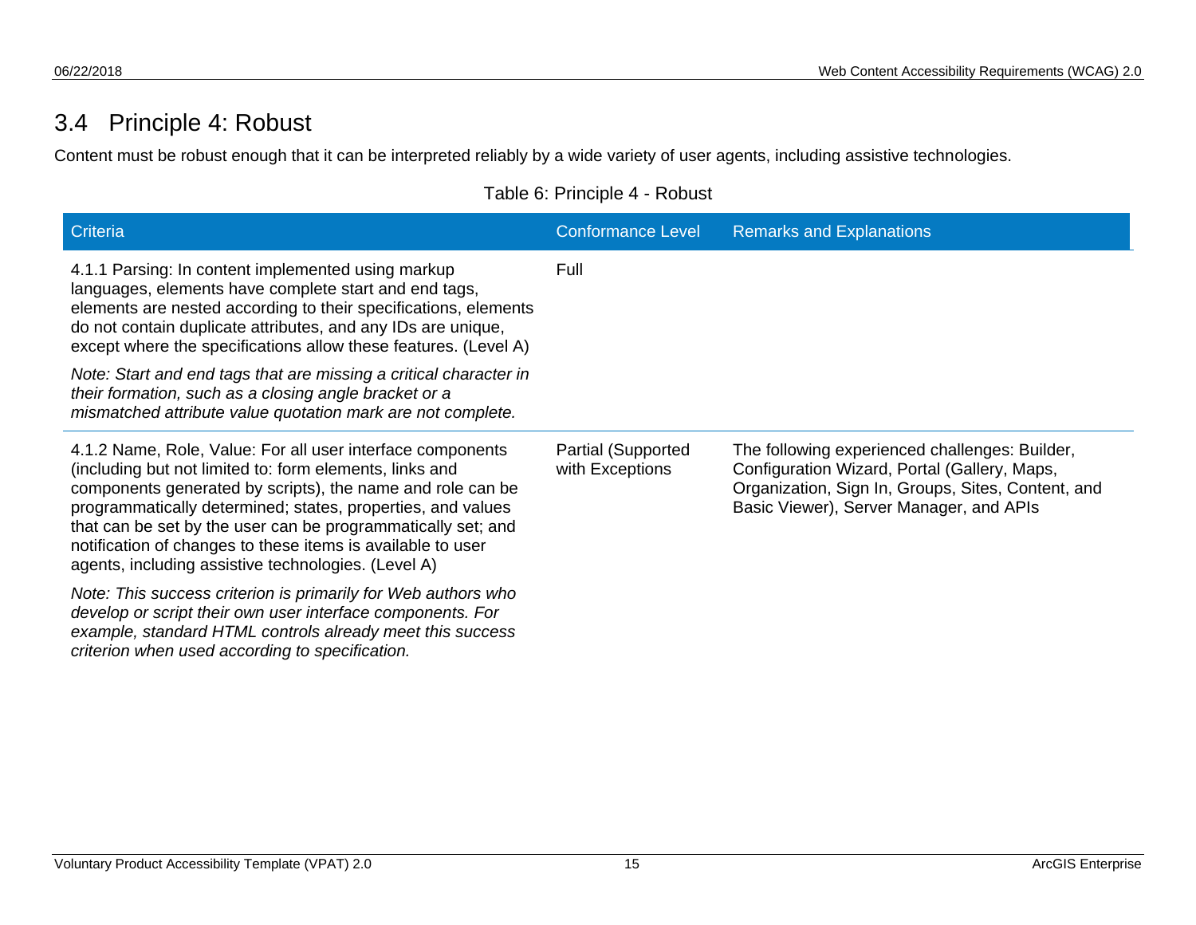## 3.4 Principle 4: Robust

Content must be robust enough that it can be interpreted reliably by a wide variety of user agents, including assistive technologies.

Table 6: Principle 4 - Robust

| Criteria | Conformance Level | Remarks and Explanations |
|---|---|---|
| 4.1.1 Parsing: In content implemented using markup languages, elements have complete start and end tags, elements are nested according to their specifications, elements do not contain duplicate attributes, and any IDs are unique, except where the specifications allow these features. (Level A)<br><br>*Note: Start and end tags that are missing a critical character in their formation, such as a closing angle bracket or a mismatched attribute value quotation mark are not complete.* | Full | |
| 4.1.2 Name, Role, Value: For all user interface components (including but not limited to: form elements, links and components generated by scripts), the name and role can be programmatically determined; states, properties, and values that can be set by the user can be programmatically set; and notification of changes to these items is available to user agents, including assistive technologies. (Level A)<br><br>*Note: This success criterion is primarily for Web authors who develop or script their own user interface components. For example, standard HTML controls already meet this success criterion when used according to specification.* | Partial (Supported with Exceptions | The following experienced challenges: Builder, Configuration Wizard, Portal (Gallery, Maps, Organization, Sign In, Groups, Sites, Content, and Basic Viewer), Server Manager, and APIs |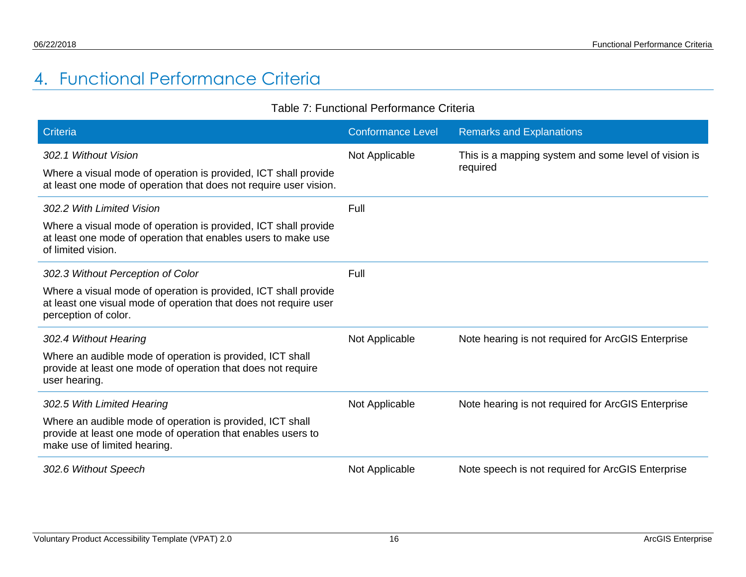# 4. Functional Performance Criteria

Table 7: Functional Performance Criteria

| Criteria | Conformance Level | Remarks and Explanations |
| --- | --- | --- |
| *302.1 Without Vision*<br><br>Where a visual mode of operation is provided, ICT shall provide at least one mode of operation that does not require user vision. | Not Applicable | This is a mapping system and some level of vision is required |
| *302.2 With Limited Vision*<br><br>Where a visual mode of operation is provided, ICT shall provide at least one mode of operation that enables users to make use of limited vision. | Full | |
| *302.3 Without Perception of Color*<br><br>Where a visual mode of operation is provided, ICT shall provide at least one visual mode of operation that does not require user perception of color. | Full | |
| *302.4 Without Hearing*<br><br>Where an audible mode of operation is provided, ICT shall provide at least one mode of operation that does not require user hearing. | Not Applicable | Note hearing is not required for ArcGIS Enterprise |
| *302.5 With Limited Hearing*<br><br>Where an audible mode of operation is provided, ICT shall provide at least one mode of operation that enables users to make use of limited hearing. | Not Applicable | Note hearing is not required for ArcGIS Enterprise |
| *302.6 Without Speech* | Not Applicable | Note speech is not required for ArcGIS Enterprise |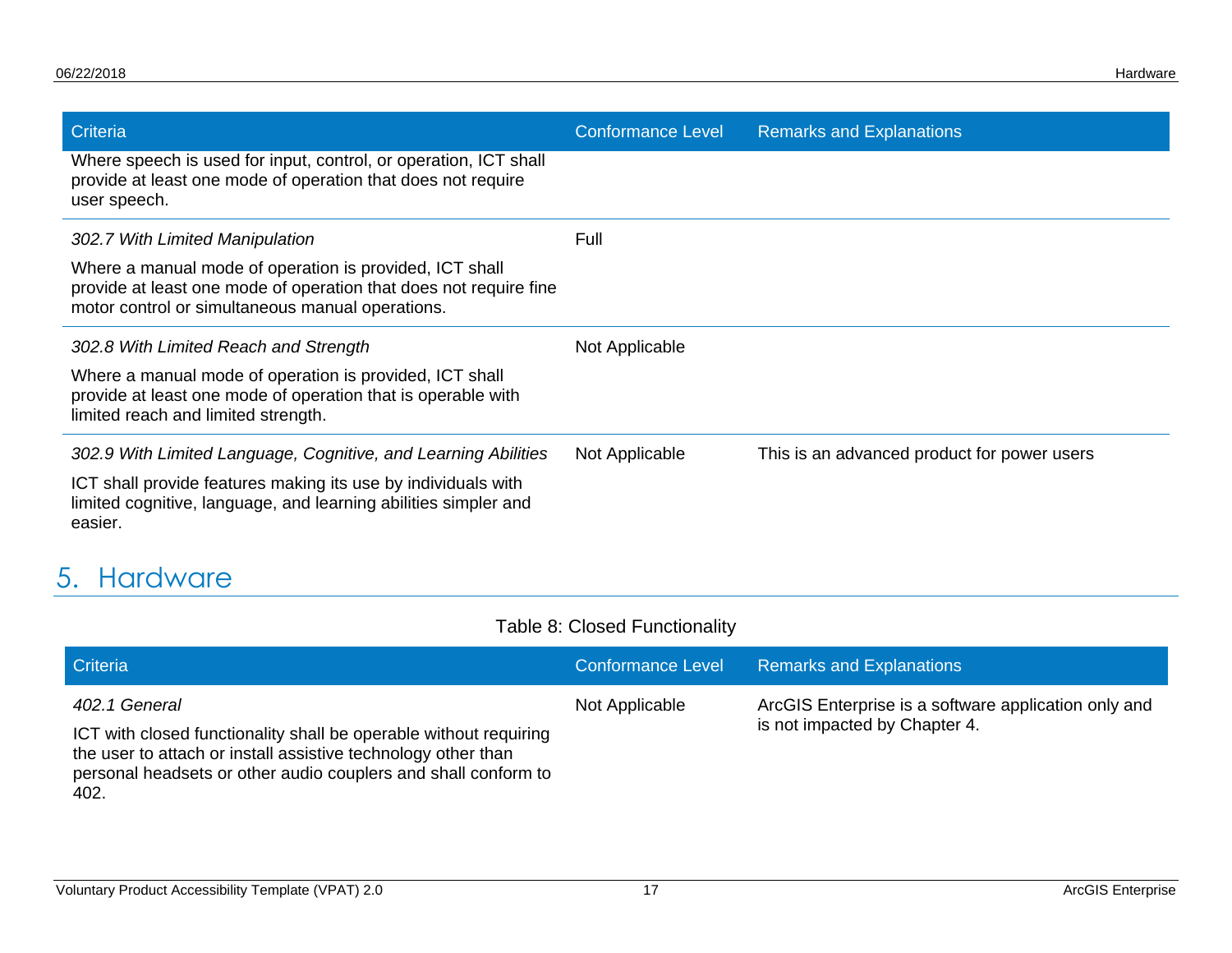| Criteria | Conformance Level | Remarks and Explanations |
|---|---|---|
| Where speech is used for input, control, or operation, ICT shall provide at least one mode of operation that does not require user speech. | | |
| *302.7 With Limited Manipulation*<br><br>Where a manual mode of operation is provided, ICT shall provide at least one mode of operation that does not require fine motor control or simultaneous manual operations. | Full | |
| *302.8 With Limited Reach and Strength*<br><br>Where a manual mode of operation is provided, ICT shall provide at least one mode of operation that is operable with limited reach and limited strength. | Not Applicable | |
| *302.9 With Limited Language, Cognitive, and Learning Abilities*<br><br>ICT shall provide features making its use by individuals with limited cognitive, language, and learning abilities simpler and easier. | Not Applicable | This is an advanced product for power users |

# 5. Hardware

Table 8: Closed Functionality

| Criteria | Conformance Level | Remarks and Explanations |
|---|---|---|
| *402.1 General*<br><br>ICT with closed functionality shall be operable without requiring the user to attach or install assistive technology other than personal headsets or other audio couplers and shall conform to 402. | Not Applicable | ArcGIS Enterprise is a software application only and is not impacted by Chapter 4. |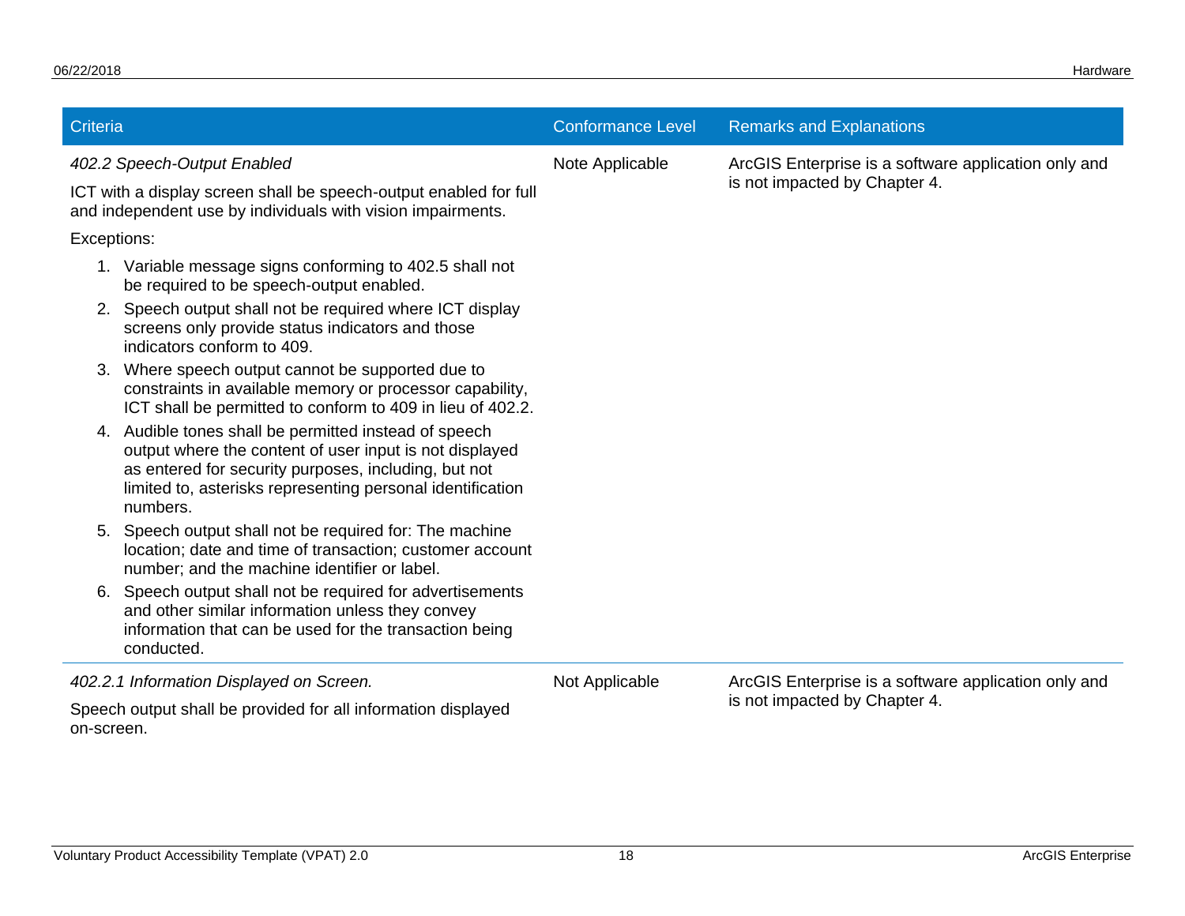| Criteria | Conformance Level | Remarks and Explanations |
| --- | --- | --- |
| *402.2 Speech-Output Enabled*<br><br>ICT with a display screen shall be speech-output enabled for full and independent use by individuals with vision impairments.<br><br>Exceptions:<br><br>1. Variable message signs conforming to 402.5 shall not be required to be speech-output enabled.<br>2. Speech output shall not be required where ICT display screens only provide status indicators and those indicators conform to 409.<br>3. Where speech output cannot be supported due to constraints in available memory or processor capability, ICT shall be permitted to conform to 409 in lieu of 402.2.<br>4. Audible tones shall be permitted instead of speech output where the content of user input is not displayed as entered for security purposes, including, but not limited to, asterisks representing personal identification numbers.<br>5. Speech output shall not be required for: The machine location; date and time of transaction; customer account number; and the machine identifier or label.<br>6. Speech output shall not be required for advertisements and other similar information unless they convey information that can be used for the transaction being conducted. | Note Applicable | ArcGIS Enterprise is a software application only and is not impacted by Chapter 4. |
| *402.2.1 Information Displayed on Screen.*<br><br>Speech output shall be provided for all information displayed on-screen. | Not Applicable | ArcGIS Enterprise is a software application only and is not impacted by Chapter 4. |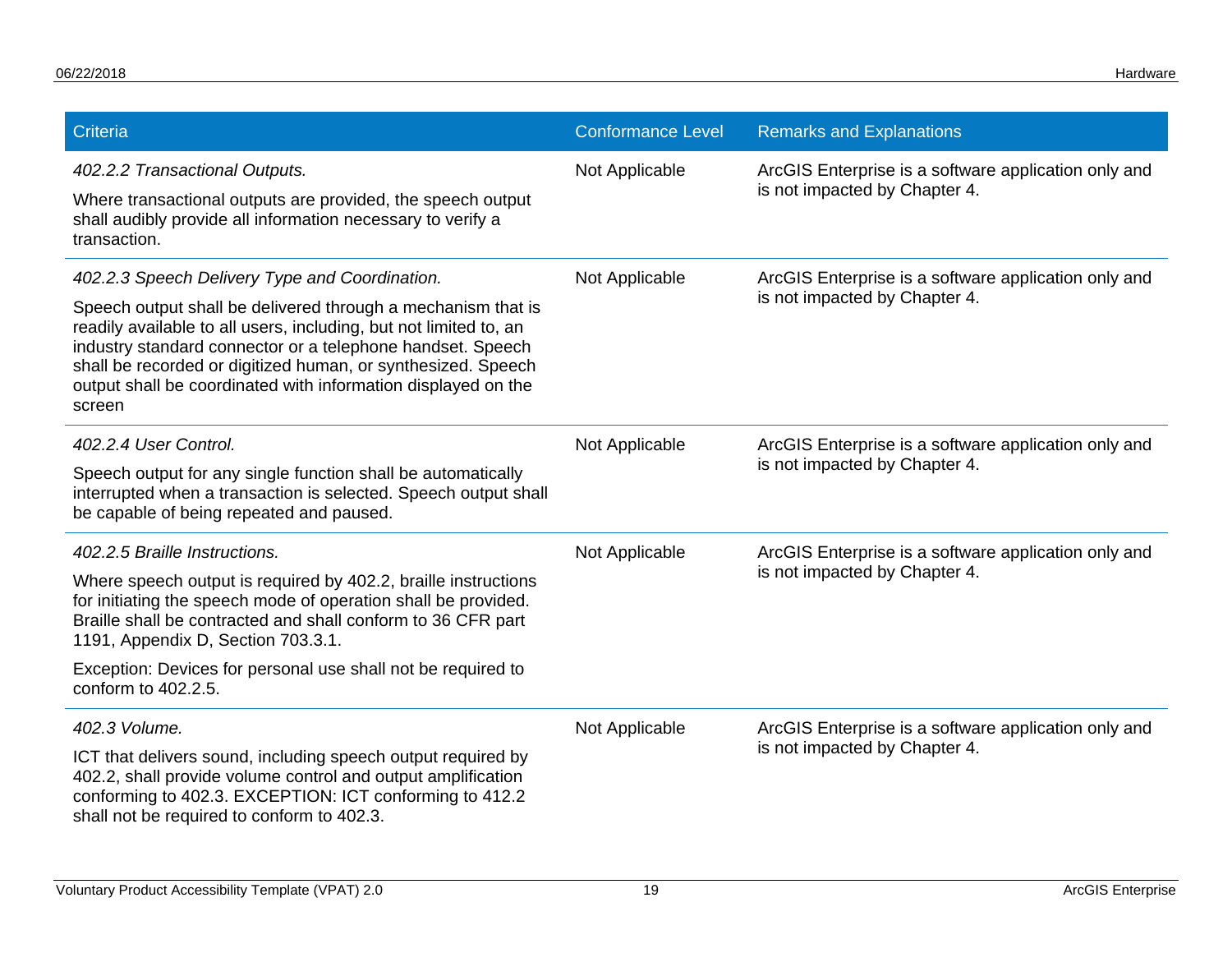| Criteria | Conformance Level | Remarks and Explanations |
| --- | --- | --- |
| *402.2.2 Transactional Outputs.* Where transactional outputs are provided, the speech output shall audibly provide all information necessary to verify a transaction. | Not Applicable | ArcGIS Enterprise is a software application only and is not impacted by Chapter 4. |
| *402.2.3 Speech Delivery Type and Coordination.* Speech output shall be delivered through a mechanism that is readily available to all users, including, but not limited to, an industry standard connector or a telephone handset. Speech shall be recorded or digitized human, or synthesized. Speech output shall be coordinated with information displayed on the screen | Not Applicable | ArcGIS Enterprise is a software application only and is not impacted by Chapter 4. |
| *402.2.4 User Control.* Speech output for any single function shall be automatically interrupted when a transaction is selected. Speech output shall be capable of being repeated and paused. | Not Applicable | ArcGIS Enterprise is a software application only and is not impacted by Chapter 4. |
| *402.2.5 Braille Instructions.* Where speech output is required by 402.2, braille instructions for initiating the speech mode of operation shall be provided. Braille shall be contracted and shall conform to 36 CFR part 1191, Appendix D, Section 703.3.1. Exception: Devices for personal use shall not be required to conform to 402.2.5. | Not Applicable | ArcGIS Enterprise is a software application only and is not impacted by Chapter 4. |
| *402.3 Volume.* ICT that delivers sound, including speech output required by 402.2, shall provide volume control and output amplification conforming to 402.3. EXCEPTION: ICT conforming to 412.2 shall not be required to conform to 402.3. | Not Applicable | ArcGIS Enterprise is a software application only and is not impacted by Chapter 4. |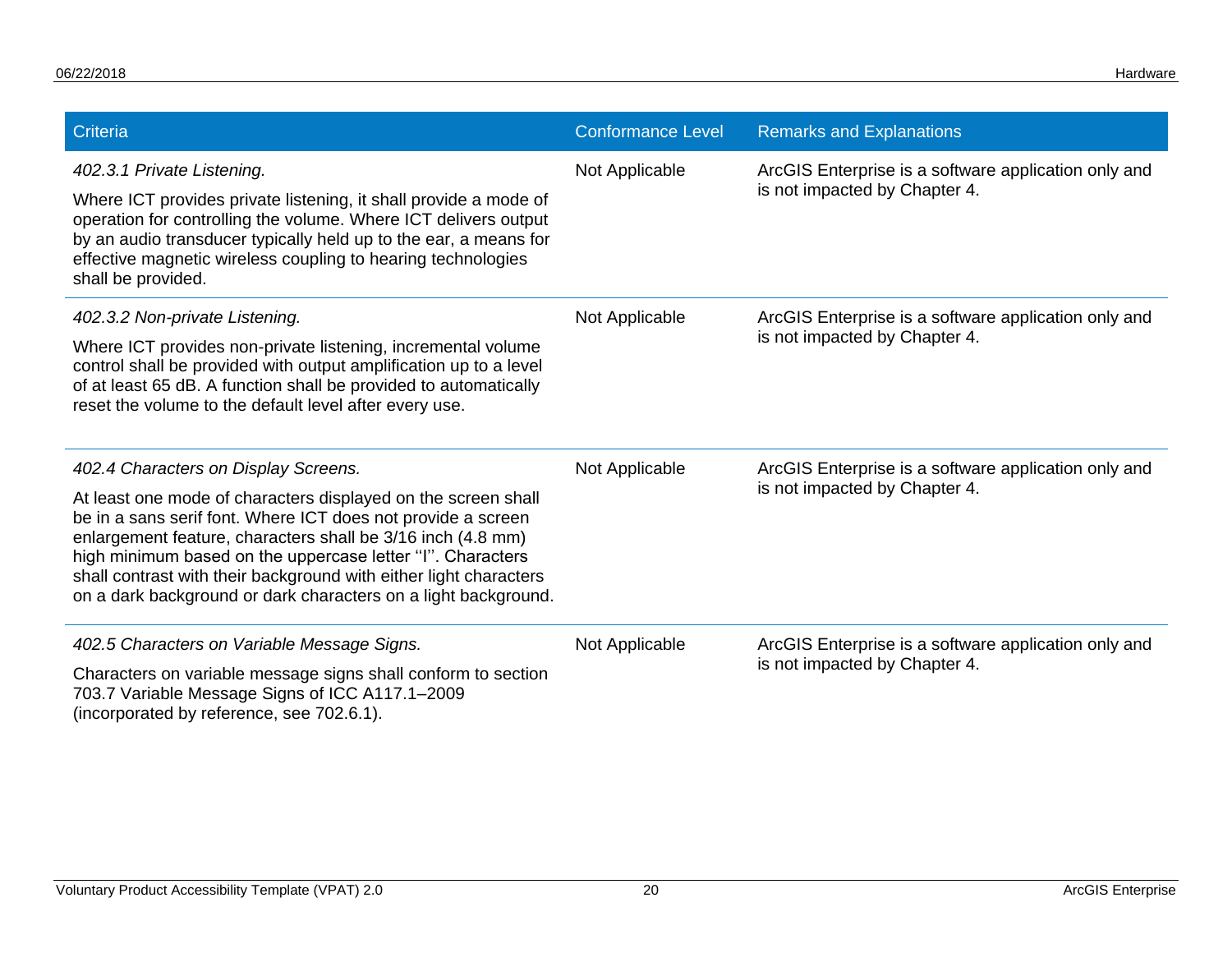| Criteria | Conformance Level | Remarks and Explanations |
|---|---|---|
| *402.3.1 Private Listening.*<br><br>Where ICT provides private listening, it shall provide a mode of operation for controlling the volume. Where ICT delivers output by an audio transducer typically held up to the ear, a means for effective magnetic wireless coupling to hearing technologies shall be provided. | Not Applicable | ArcGIS Enterprise is a software application only and is not impacted by Chapter 4. |
| *402.3.2 Non-private Listening.*<br><br>Where ICT provides non-private listening, incremental volume control shall be provided with output amplification up to a level of at least 65 dB. A function shall be provided to automatically reset the volume to the default level after every use. | Not Applicable | ArcGIS Enterprise is a software application only and is not impacted by Chapter 4. |
| *402.4 Characters on Display Screens.*<br><br>At least one mode of characters displayed on the screen shall be in a sans serif font. Where ICT does not provide a screen enlargement feature, characters shall be 3/16 inch (4.8 mm) high minimum based on the uppercase letter ''I''. Characters shall contrast with their background with either light characters on a dark background or dark characters on a light background. | Not Applicable | ArcGIS Enterprise is a software application only and is not impacted by Chapter 4. |
| *402.5 Characters on Variable Message Signs.*<br><br>Characters on variable message signs shall conform to section 703.7 Variable Message Signs of ICC A117.1–2009 (incorporated by reference, see 702.6.1). | Not Applicable | ArcGIS Enterprise is a software application only and is not impacted by Chapter 4. |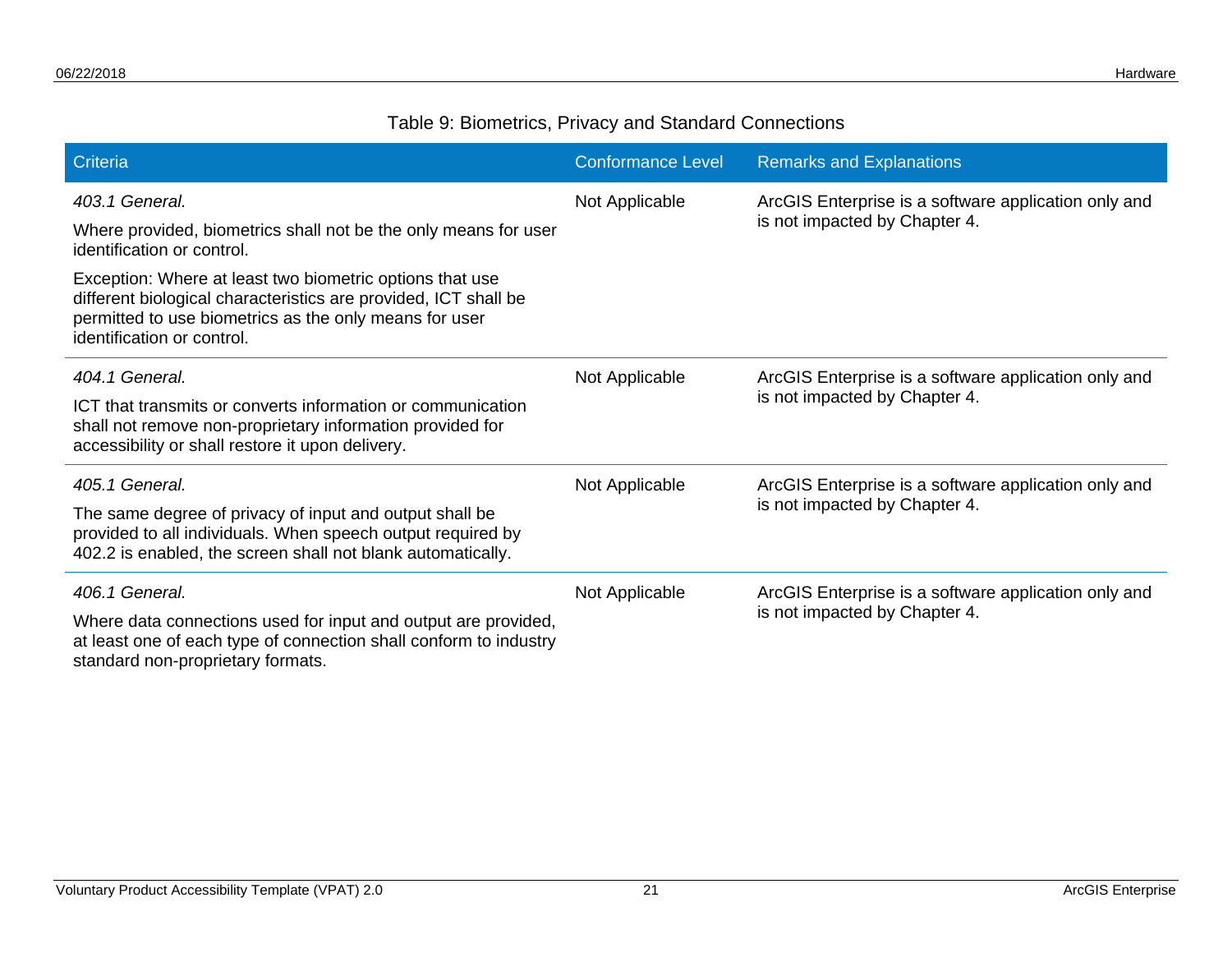Table 9: Biometrics, Privacy and Standard Connections

| Criteria | Conformance Level | Remarks and Explanations |
| --- | --- | --- |
| *403.1 General.*<br>Where provided, biometrics shall not be the only means for user identification or control.<br>Exception: Where at least two biometric options that use different biological characteristics are provided, ICT shall be permitted to use biometrics as the only means for user identification or control. | Not Applicable | ArcGIS Enterprise is a software application only and is not impacted by Chapter 4. |
| *404.1 General.*<br>ICT that transmits or converts information or communication shall not remove non-proprietary information provided for accessibility or shall restore it upon delivery. | Not Applicable | ArcGIS Enterprise is a software application only and is not impacted by Chapter 4. |
| *405.1 General.*<br>The same degree of privacy of input and output shall be provided to all individuals. When speech output required by 402.2 is enabled, the screen shall not blank automatically. | Not Applicable | ArcGIS Enterprise is a software application only and is not impacted by Chapter 4. |
| *406.1 General.*<br>Where data connections used for input and output are provided, at least one of each type of connection shall conform to industry standard non-proprietary formats. | Not Applicable | ArcGIS Enterprise is a software application only and is not impacted by Chapter 4. |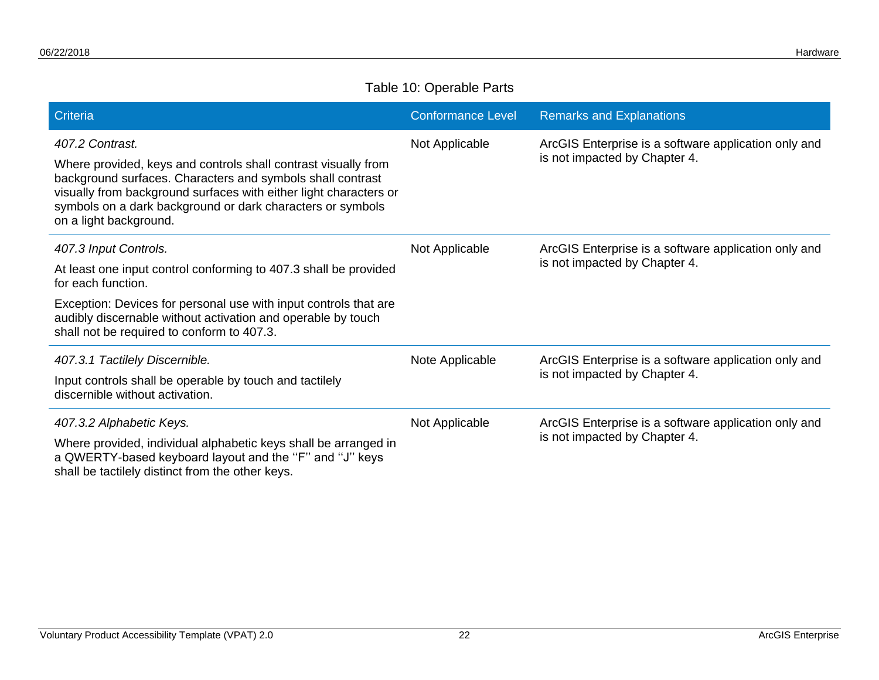Table 10: Operable Parts

| Criteria | Conformance Level | Remarks and Explanations |
| --- | --- | --- |
| *407.2 Contrast.*<br><br>Where provided, keys and controls shall contrast visually from background surfaces. Characters and symbols shall contrast visually from background surfaces with either light characters or symbols on a dark background or dark characters or symbols on a light background. | Not Applicable | ArcGIS Enterprise is a software application only and is not impacted by Chapter 4. |
| *407.3 Input Controls.*<br><br>At least one input control conforming to 407.3 shall be provided for each function.<br><br>Exception: Devices for personal use with input controls that are audibly discernable without activation and operable by touch shall not be required to conform to 407.3. | Not Applicable | ArcGIS Enterprise is a software application only and is not impacted by Chapter 4. |
| *407.3.1 Tactilely Discernible.*<br><br>Input controls shall be operable by touch and tactilely discernible without activation. | Note Applicable | ArcGIS Enterprise is a software application only and is not impacted by Chapter 4. |
| *407.3.2 Alphabetic Keys.*<br><br>Where provided, individual alphabetic keys shall be arranged in a QWERTY-based keyboard layout and the ''F'' and ''J'' keys shall be tactilely distinct from the other keys. | Not Applicable | ArcGIS Enterprise is a software application only and is not impacted by Chapter 4. |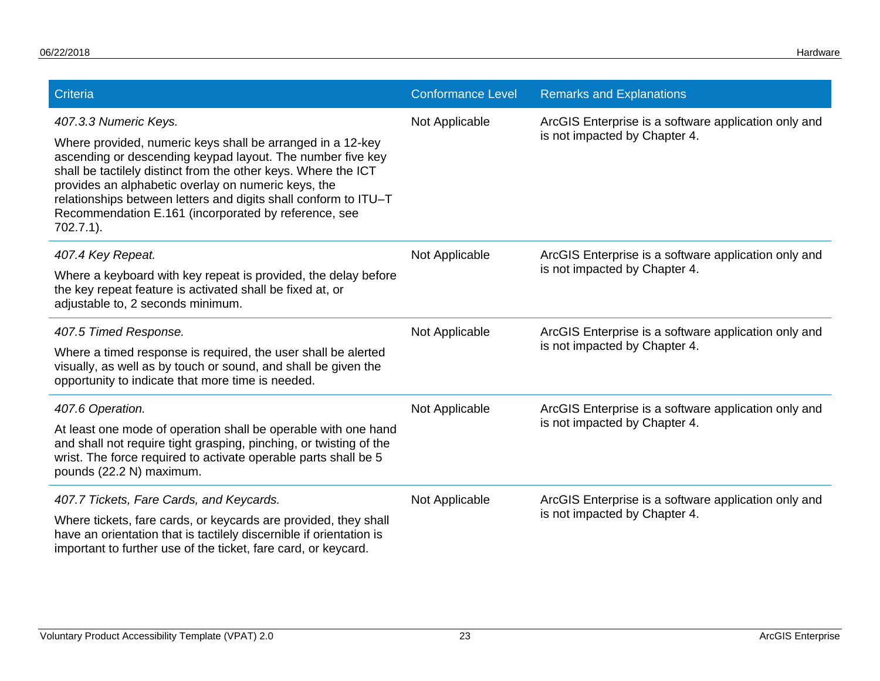| Criteria | Conformance Level | Remarks and Explanations |
|---|---|---|
| *407.3.3 Numeric Keys.* Where provided, numeric keys shall be arranged in a 12-key ascending or descending keypad layout. The number five key shall be tactilely distinct from the other keys. Where the ICT provides an alphabetic overlay on numeric keys, the relationships between letters and digits shall conform to ITU–T Recommendation E.161 (incorporated by reference, see 702.7.1). | Not Applicable | ArcGIS Enterprise is a software application only and is not impacted by Chapter 4. |
| *407.4 Key Repeat.* Where a keyboard with key repeat is provided, the delay before the key repeat feature is activated shall be fixed at, or adjustable to, 2 seconds minimum. | Not Applicable | ArcGIS Enterprise is a software application only and is not impacted by Chapter 4. |
| *407.5 Timed Response.* Where a timed response is required, the user shall be alerted visually, as well as by touch or sound, and shall be given the opportunity to indicate that more time is needed. | Not Applicable | ArcGIS Enterprise is a software application only and is not impacted by Chapter 4. |
| *407.6 Operation.* At least one mode of operation shall be operable with one hand and shall not require tight grasping, pinching, or twisting of the wrist. The force required to activate operable parts shall be 5 pounds (22.2 N) maximum. | Not Applicable | ArcGIS Enterprise is a software application only and is not impacted by Chapter 4. |
| *407.7 Tickets, Fare Cards, and Keycards.* Where tickets, fare cards, or keycards are provided, they shall have an orientation that is tactilely discernible if orientation is important to further use of the ticket, fare card, or keycard. | Not Applicable | ArcGIS Enterprise is a software application only and is not impacted by Chapter 4. |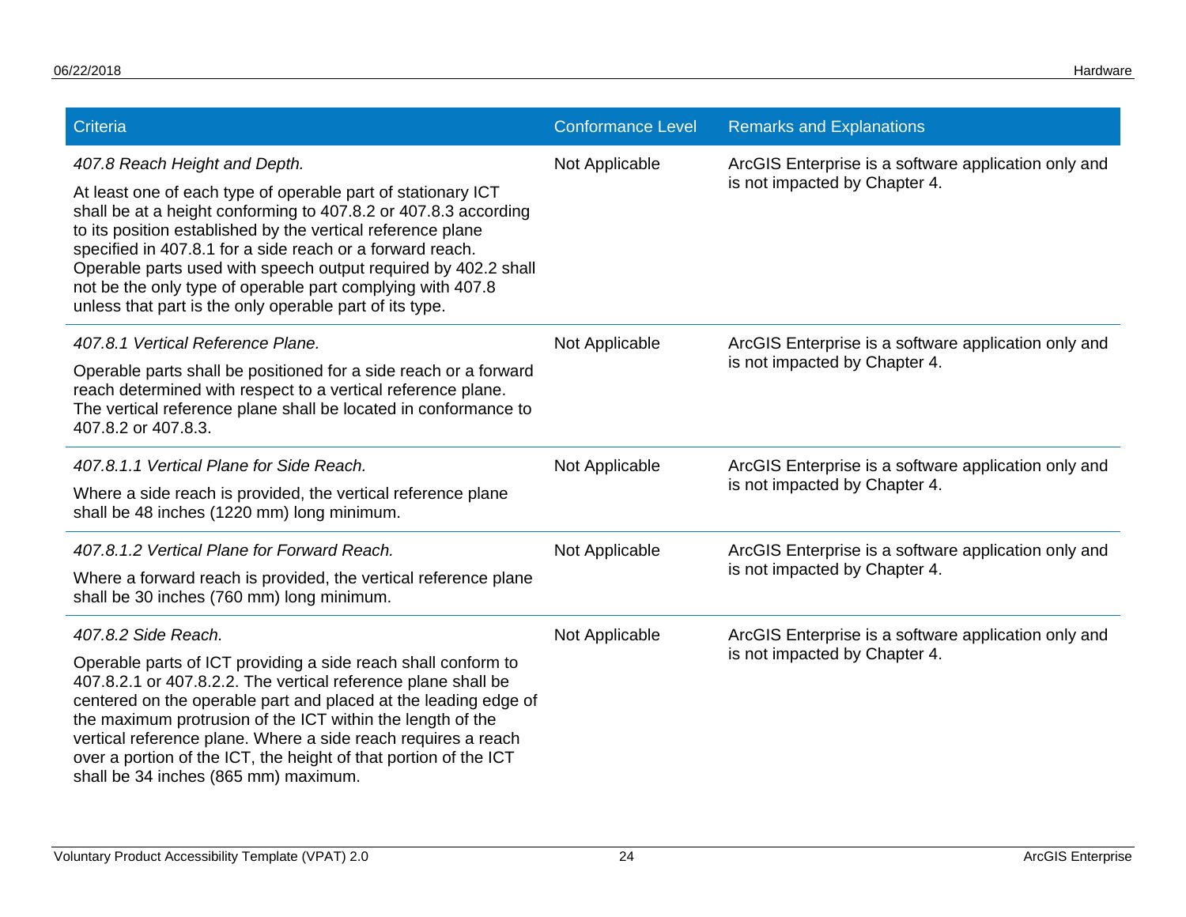| Criteria | Conformance Level | Remarks and Explanations |
|---|---|---|
| *407.8 Reach Height and Depth.* At least one of each type of operable part of stationary ICT shall be at a height conforming to 407.8.2 or 407.8.3 according to its position established by the vertical reference plane specified in 407.8.1 for a side reach or a forward reach. Operable parts used with speech output required by 402.2 shall not be the only type of operable part complying with 407.8 unless that part is the only operable part of its type. | Not Applicable | ArcGIS Enterprise is a software application only and is not impacted by Chapter 4. |
| *407.8.1 Vertical Reference Plane.* Operable parts shall be positioned for a side reach or a forward reach determined with respect to a vertical reference plane. The vertical reference plane shall be located in conformance to 407.8.2 or 407.8.3. | Not Applicable | ArcGIS Enterprise is a software application only and is not impacted by Chapter 4. |
| *407.8.1.1 Vertical Plane for Side Reach.* Where a side reach is provided, the vertical reference plane shall be 48 inches (1220 mm) long minimum. | Not Applicable | ArcGIS Enterprise is a software application only and is not impacted by Chapter 4. |
| *407.8.1.2 Vertical Plane for Forward Reach.* Where a forward reach is provided, the vertical reference plane shall be 30 inches (760 mm) long minimum. | Not Applicable | ArcGIS Enterprise is a software application only and is not impacted by Chapter 4. |
| *407.8.2 Side Reach.* Operable parts of ICT providing a side reach shall conform to 407.8.2.1 or 407.8.2.2. The vertical reference plane shall be centered on the operable part and placed at the leading edge of the maximum protrusion of the ICT within the length of the vertical reference plane. Where a side reach requires a reach over a portion of the ICT, the height of that portion of the ICT shall be 34 inches (865 mm) maximum. | Not Applicable | ArcGIS Enterprise is a software application only and is not impacted by Chapter 4. |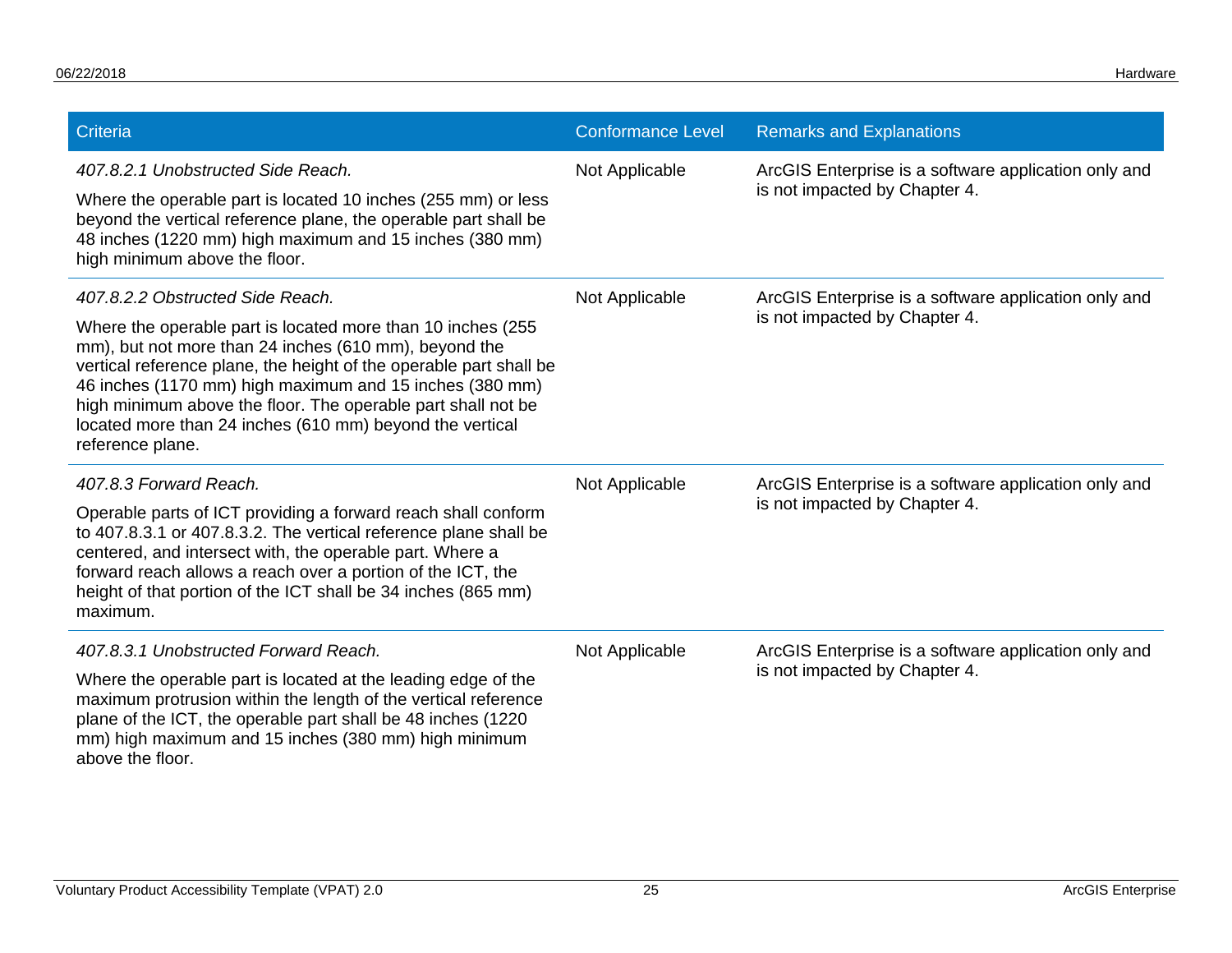| Criteria | Conformance Level | Remarks and Explanations |
| --- | --- | --- |
| *407.8.2.1 Unobstructed Side Reach.*<br><br>Where the operable part is located 10 inches (255 mm) or less beyond the vertical reference plane, the operable part shall be 48 inches (1220 mm) high maximum and 15 inches (380 mm) high minimum above the floor. | Not Applicable | ArcGIS Enterprise is a software application only and is not impacted by Chapter 4. |
| *407.8.2.2 Obstructed Side Reach.*<br><br>Where the operable part is located more than 10 inches (255 mm), but not more than 24 inches (610 mm), beyond the vertical reference plane, the height of the operable part shall be 46 inches (1170 mm) high maximum and 15 inches (380 mm) high minimum above the floor. The operable part shall not be located more than 24 inches (610 mm) beyond the vertical reference plane. | Not Applicable | ArcGIS Enterprise is a software application only and is not impacted by Chapter 4. |
| *407.8.3 Forward Reach.*<br><br>Operable parts of ICT providing a forward reach shall conform to 407.8.3.1 or 407.8.3.2. The vertical reference plane shall be centered, and intersect with, the operable part. Where a forward reach allows a reach over a portion of the ICT, the height of that portion of the ICT shall be 34 inches (865 mm) maximum. | Not Applicable | ArcGIS Enterprise is a software application only and is not impacted by Chapter 4. |
| *407.8.3.1 Unobstructed Forward Reach.*<br><br>Where the operable part is located at the leading edge of the maximum protrusion within the length of the vertical reference plane of the ICT, the operable part shall be 48 inches (1220 mm) high maximum and 15 inches (380 mm) high minimum above the floor. | Not Applicable | ArcGIS Enterprise is a software application only and is not impacted by Chapter 4. |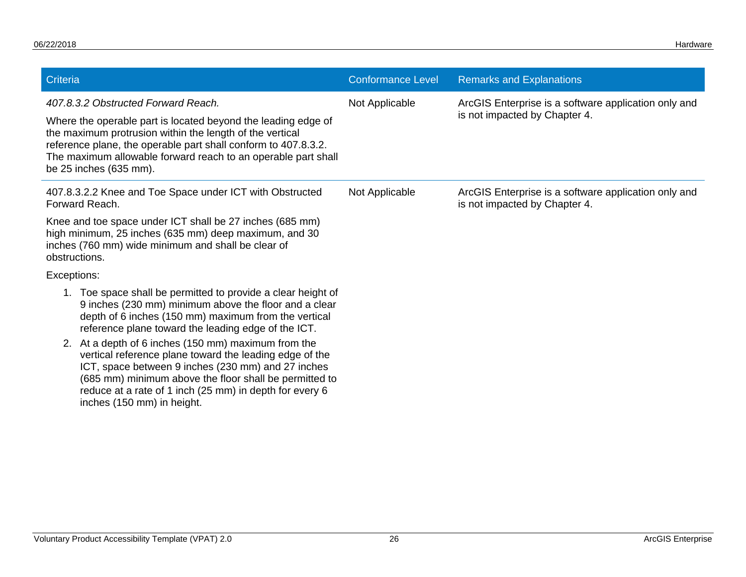| Criteria | Conformance Level | Remarks and Explanations |
| --- | --- | --- |
| *407.8.3.2 Obstructed Forward Reach.*<br><br>Where the operable part is located beyond the leading edge of the maximum protrusion within the length of the vertical reference plane, the operable part shall conform to 407.8.3.2. The maximum allowable forward reach to an operable part shall be 25 inches (635 mm). | Not Applicable | ArcGIS Enterprise is a software application only and is not impacted by Chapter 4. |
| 407.8.3.2.2 Knee and Toe Space under ICT with Obstructed Forward Reach.<br><br>Knee and toe space under ICT shall be 27 inches (685 mm) high minimum, 25 inches (635 mm) deep maximum, and 30 inches (760 mm) wide minimum and shall be clear of obstructions.<br><br>Exceptions:<br><br>1. Toe space shall be permitted to provide a clear height of 9 inches (230 mm) minimum above the floor and a clear depth of 6 inches (150 mm) maximum from the vertical reference plane toward the leading edge of the ICT.<br>2. At a depth of 6 inches (150 mm) maximum from the vertical reference plane toward the leading edge of the ICT, space between 9 inches (230 mm) and 27 inches (685 mm) minimum above the floor shall be permitted to reduce at a rate of 1 inch (25 mm) in depth for every 6 inches (150 mm) in height. | Not Applicable | ArcGIS Enterprise is a software application only and is not impacted by Chapter 4. |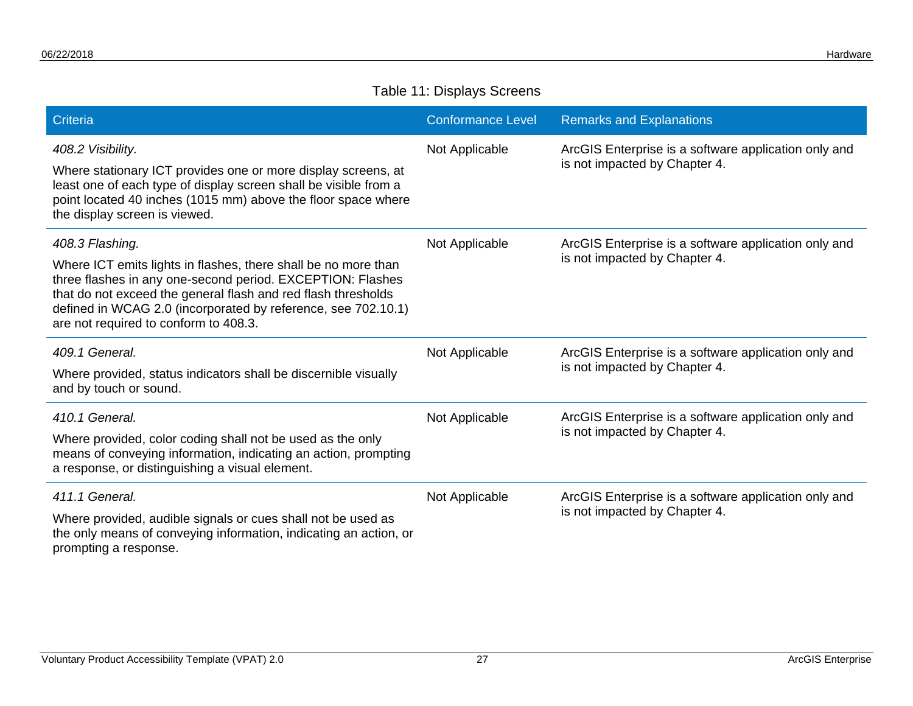Table 11: Displays Screens

| Criteria | Conformance Level | Remarks and Explanations |
| --- | --- | --- |
| *408.2 Visibility.* <br> Where stationary ICT provides one or more display screens, at least one of each type of display screen shall be visible from a point located 40 inches (1015 mm) above the floor space where the display screen is viewed. | Not Applicable | ArcGIS Enterprise is a software application only and is not impacted by Chapter 4. |
| *408.3 Flashing.* <br> Where ICT emits lights in flashes, there shall be no more than three flashes in any one-second period. EXCEPTION: Flashes that do not exceed the general flash and red flash thresholds defined in WCAG 2.0 (incorporated by reference, see 702.10.1) are not required to conform to 408.3. | Not Applicable | ArcGIS Enterprise is a software application only and is not impacted by Chapter 4. |
| *409.1 General.* <br> Where provided, status indicators shall be discernible visually and by touch or sound. | Not Applicable | ArcGIS Enterprise is a software application only and is not impacted by Chapter 4. |
| *410.1 General.* <br> Where provided, color coding shall not be used as the only means of conveying information, indicating an action, prompting a response, or distinguishing a visual element. | Not Applicable | ArcGIS Enterprise is a software application only and is not impacted by Chapter 4. |
| *411.1 General.* <br> Where provided, audible signals or cues shall not be used as the only means of conveying information, indicating an action, or prompting a response. | Not Applicable | ArcGIS Enterprise is a software application only and is not impacted by Chapter 4. |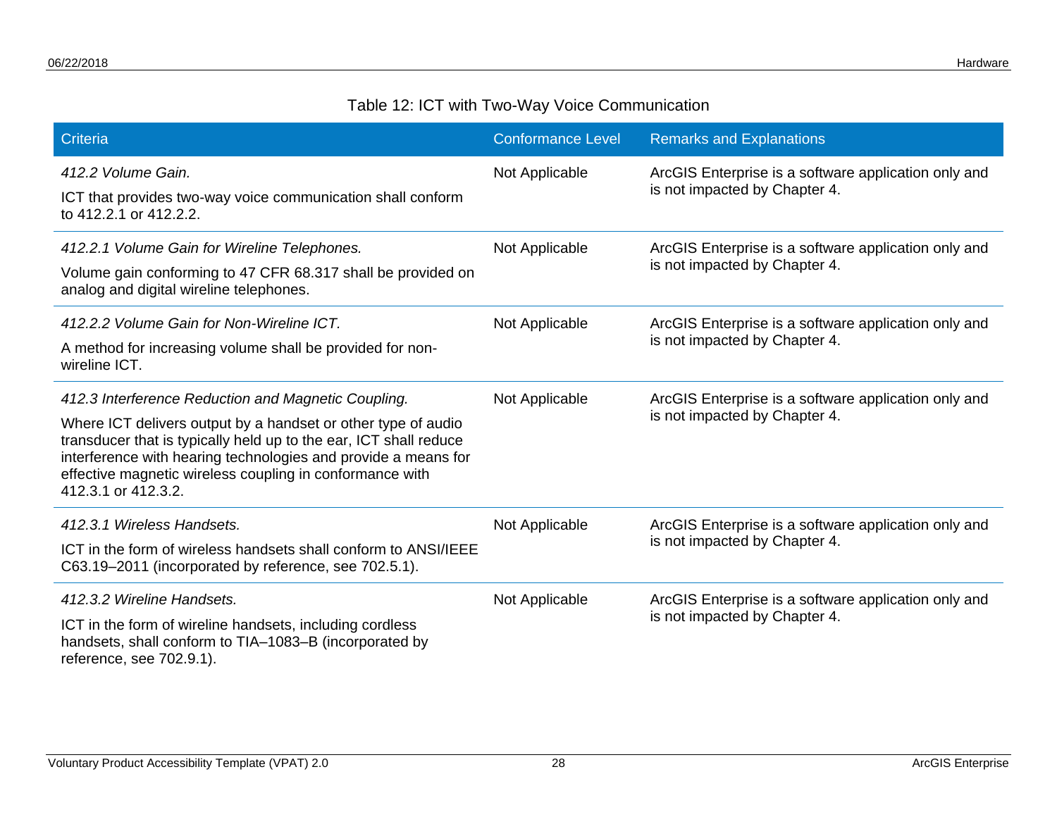Table 12: ICT with Two-Way Voice Communication

| Criteria | Conformance Level | Remarks and Explanations |
| --- | --- | --- |
| *412.2 Volume Gain.* ICT that provides two-way voice communication shall conform to 412.2.1 or 412.2.2. | Not Applicable | ArcGIS Enterprise is a software application only and is not impacted by Chapter 4. |
| *412.2.1 Volume Gain for Wireline Telephones.* Volume gain conforming to 47 CFR 68.317 shall be provided on analog and digital wireline telephones. | Not Applicable | ArcGIS Enterprise is a software application only and is not impacted by Chapter 4. |
| *412.2.2 Volume Gain for Non-Wireline ICT.* A method for increasing volume shall be provided for non-wireline ICT. | Not Applicable | ArcGIS Enterprise is a software application only and is not impacted by Chapter 4. |
| *412.3 Interference Reduction and Magnetic Coupling.* Where ICT delivers output by a handset or other type of audio transducer that is typically held up to the ear, ICT shall reduce interference with hearing technologies and provide a means for effective magnetic wireless coupling in conformance with 412.3.1 or 412.3.2. | Not Applicable | ArcGIS Enterprise is a software application only and is not impacted by Chapter 4. |
| *412.3.1 Wireless Handsets.* ICT in the form of wireless handsets shall conform to ANSI/IEEE C63.19–2011 (incorporated by reference, see 702.5.1). | Not Applicable | ArcGIS Enterprise is a software application only and is not impacted by Chapter 4. |
| *412.3.2 Wireline Handsets.* ICT in the form of wireline handsets, including cordless handsets, shall conform to TIA–1083–B (incorporated by reference, see 702.9.1). | Not Applicable | ArcGIS Enterprise is a software application only and is not impacted by Chapter 4. |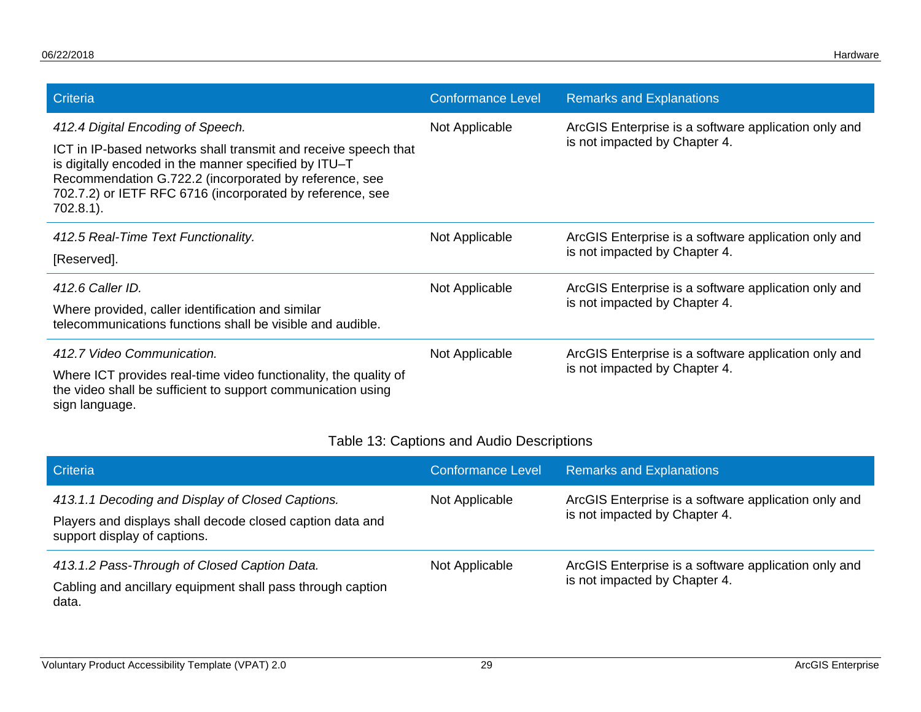| Criteria | Conformance Level | Remarks and Explanations |
|---|---|---|
| *412.4 Digital Encoding of Speech.* ICT in IP-based networks shall transmit and receive speech that is digitally encoded in the manner specified by ITU–T Recommendation G.722.2 (incorporated by reference, see 702.7.2) or IETF RFC 6716 (incorporated by reference, see 702.8.1). | Not Applicable | ArcGIS Enterprise is a software application only and is not impacted by Chapter 4. |
| *412.5 Real-Time Text Functionality.* [Reserved]. | Not Applicable | ArcGIS Enterprise is a software application only and is not impacted by Chapter 4. |
| *412.6 Caller ID.* Where provided, caller identification and similar telecommunications functions shall be visible and audible. | Not Applicable | ArcGIS Enterprise is a software application only and is not impacted by Chapter 4. |
| *412.7 Video Communication.* Where ICT provides real-time video functionality, the quality of the video shall be sufficient to support communication using sign language. | Not Applicable | ArcGIS Enterprise is a software application only and is not impacted by Chapter 4. |

Table 13: Captions and Audio Descriptions

| Criteria | Conformance Level | Remarks and Explanations |
|---|---|---|
| *413.1.1 Decoding and Display of Closed Captions.* Players and displays shall decode closed caption data and support display of captions. | Not Applicable | ArcGIS Enterprise is a software application only and is not impacted by Chapter 4. |
| *413.1.2 Pass-Through of Closed Caption Data.* Cabling and ancillary equipment shall pass through caption data. | Not Applicable | ArcGIS Enterprise is a software application only and is not impacted by Chapter 4. |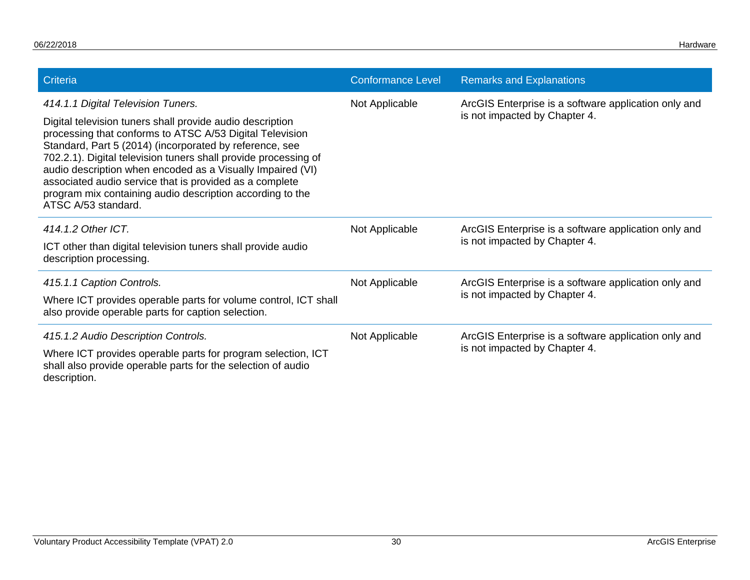| Criteria | Conformance Level | Remarks and Explanations |
| --- | --- | --- |
| *414.1.1 Digital Television Tuners.* Digital television tuners shall provide audio description processing that conforms to ATSC A/53 Digital Television Standard, Part 5 (2014) (incorporated by reference, see 702.2.1). Digital television tuners shall provide processing of audio description when encoded as a Visually Impaired (VI) associated audio service that is provided as a complete program mix containing audio description according to the ATSC A/53 standard. | Not Applicable | ArcGIS Enterprise is a software application only and is not impacted by Chapter 4. |
| *414.1.2 Other ICT.* ICT other than digital television tuners shall provide audio description processing. | Not Applicable | ArcGIS Enterprise is a software application only and is not impacted by Chapter 4. |
| *415.1.1 Caption Controls.* Where ICT provides operable parts for volume control, ICT shall also provide operable parts for caption selection. | Not Applicable | ArcGIS Enterprise is a software application only and is not impacted by Chapter 4. |
| *415.1.2 Audio Description Controls.* Where ICT provides operable parts for program selection, ICT shall also provide operable parts for the selection of audio description. | Not Applicable | ArcGIS Enterprise is a software application only and is not impacted by Chapter 4. |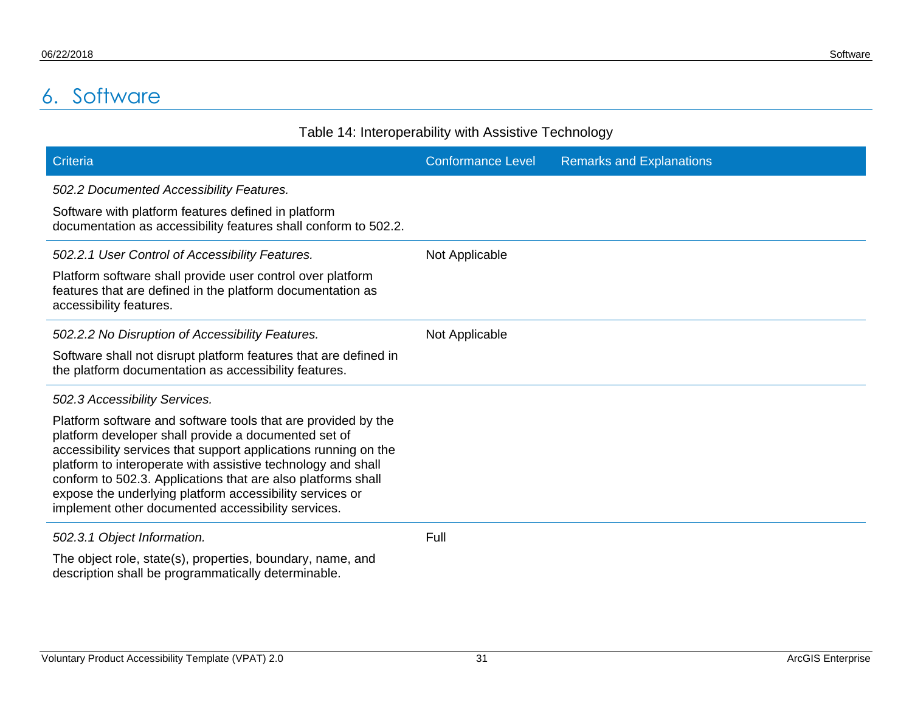# 6. Software

Table 14: Interoperability with Assistive Technology

| Criteria | Conformance Level | Remarks and Explanations |
|---|---|---|
| *502.2 Documented Accessibility Features.* Software with platform features defined in platform documentation as accessibility features shall conform to 502.2. | | |
| *502.2.1 User Control of Accessibility Features.* Platform software shall provide user control over platform features that are defined in the platform documentation as accessibility features. | Not Applicable | |
| *502.2.2 No Disruption of Accessibility Features.* Software shall not disrupt platform features that are defined in the platform documentation as accessibility features. | Not Applicable | |
| *502.3 Accessibility Services.* Platform software and software tools that are provided by the platform developer shall provide a documented set of accessibility services that support applications running on the platform to interoperate with assistive technology and shall conform to 502.3. Applications that are also platforms shall expose the underlying platform accessibility services or implement other documented accessibility services. | | |
| *502.3.1 Object Information.* The object role, state(s), properties, boundary, name, and description shall be programmatically determinable. | Full | |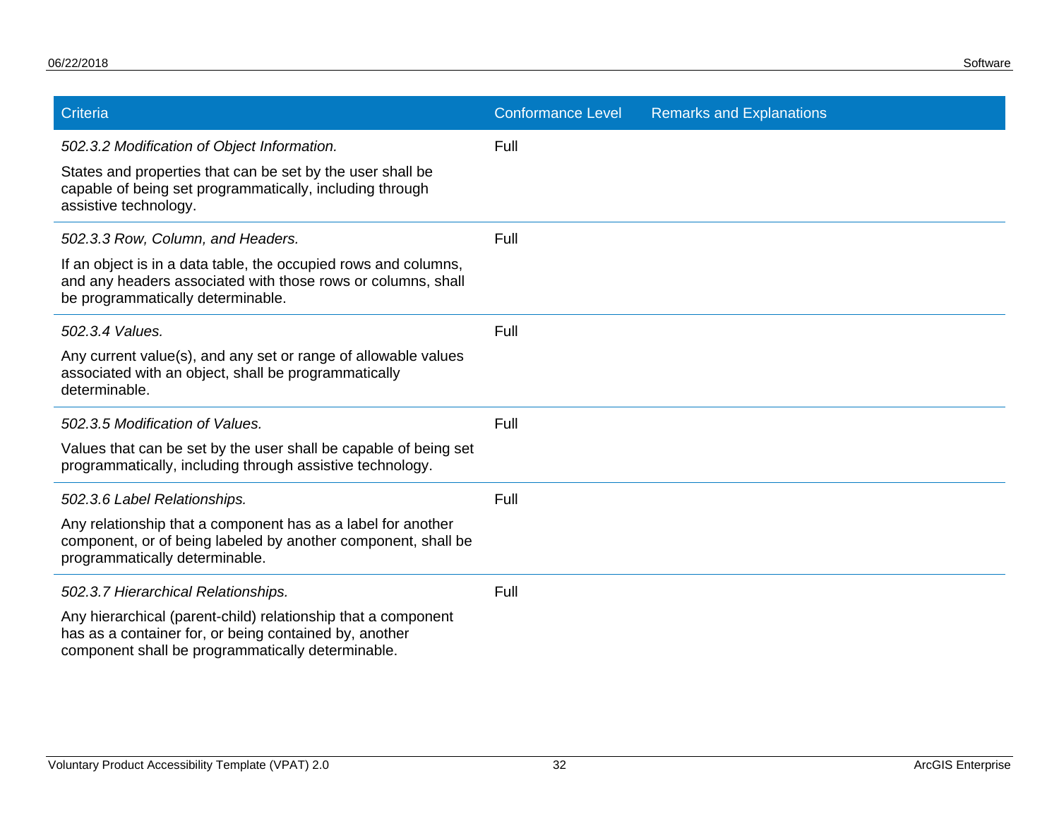| Criteria | Conformance Level | Remarks and Explanations |
| --- | --- | --- |
| *502.3.2 Modification of Object Information.* States and properties that can be set by the user shall be capable of being set programmatically, including through assistive technology. | Full | |
| *502.3.3 Row, Column, and Headers.* If an object is in a data table, the occupied rows and columns, and any headers associated with those rows or columns, shall be programmatically determinable. | Full | |
| *502.3.4 Values.* Any current value(s), and any set or range of allowable values associated with an object, shall be programmatically determinable. | Full | |
| *502.3.5 Modification of Values.* Values that can be set by the user shall be capable of being set programmatically, including through assistive technology. | Full | |
| *502.3.6 Label Relationships.* Any relationship that a component has as a label for another component, or of being labeled by another component, shall be programmatically determinable. | Full | |
| *502.3.7 Hierarchical Relationships.* Any hierarchical (parent-child) relationship that a component has as a container for, or being contained by, another component shall be programmatically determinable. | Full | |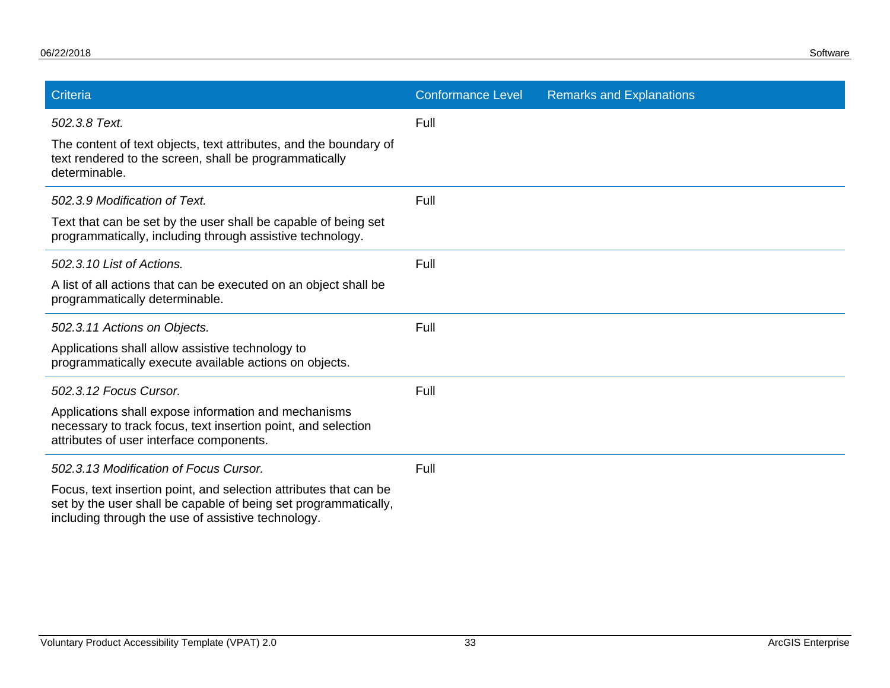| Criteria | Conformance Level | Remarks and Explanations |
| --- | --- | --- |
| *502.3.8 Text.*<br><br>The content of text objects, text attributes, and the boundary of text rendered to the screen, shall be programmatically determinable. | Full | |
| *502.3.9 Modification of Text.*<br><br>Text that can be set by the user shall be capable of being set programmatically, including through assistive technology. | Full | |
| *502.3.10 List of Actions.*<br><br>A list of all actions that can be executed on an object shall be programmatically determinable. | Full | |
| *502.3.11 Actions on Objects.*<br><br>Applications shall allow assistive technology to programmatically execute available actions on objects. | Full | |
| *502.3.12 Focus Cursor.*<br><br>Applications shall expose information and mechanisms necessary to track focus, text insertion point, and selection attributes of user interface components. | Full | |
| *502.3.13 Modification of Focus Cursor.*<br><br>Focus, text insertion point, and selection attributes that can be set by the user shall be capable of being set programmatically, including through the use of assistive technology. | Full | |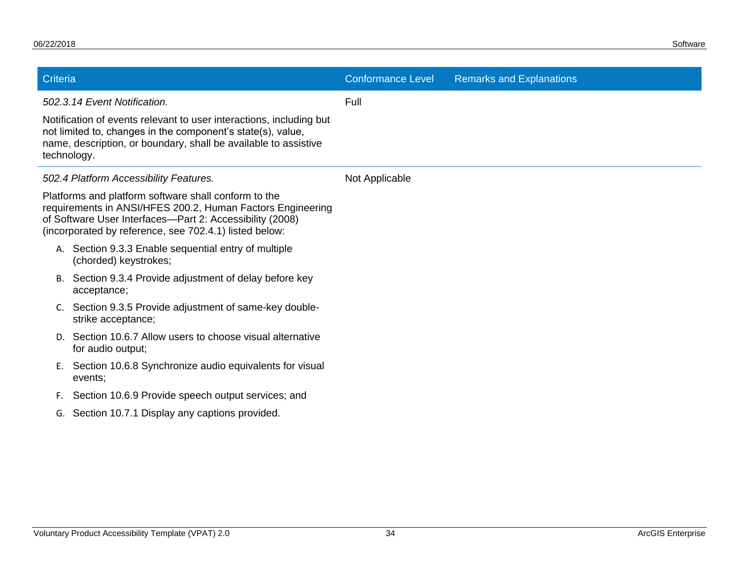| Criteria | Conformance Level | Remarks and Explanations |
| --- | --- | --- |
| *502.3.14 Event Notification.*<br><br>Notification of events relevant to user interactions, including but not limited to, changes in the component's state(s), value, name, description, or boundary, shall be available to assistive technology. | Full | |
| *502.4 Platform Accessibility Features.*<br><br>Platforms and platform software shall conform to the requirements in ANSI/HFES 200.2, Human Factors Engineering of Software User Interfaces—Part 2: Accessibility (2008) (incorporated by reference, see 702.4.1) listed below:<br><br>A. Section 9.3.3 Enable sequential entry of multiple (chorded) keystrokes;<br>B. Section 9.3.4 Provide adjustment of delay before key acceptance;<br>C. Section 9.3.5 Provide adjustment of same-key double-strike acceptance;<br>D. Section 10.6.7 Allow users to choose visual alternative for audio output;<br>E. Section 10.6.8 Synchronize audio equivalents for visual events;<br>F. Section 10.6.9 Provide speech output services; and<br>G. Section 10.7.1 Display any captions provided. | Not Applicable | |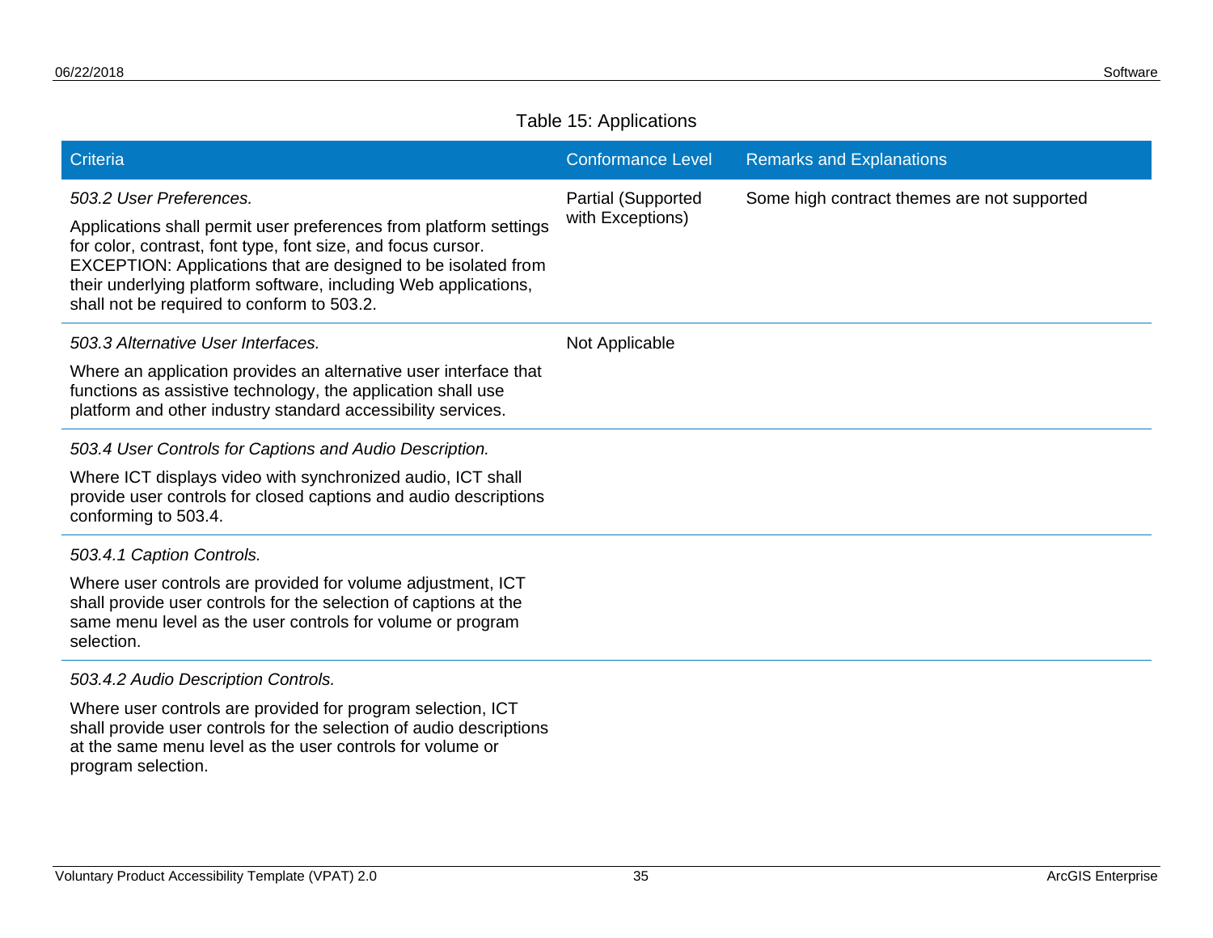Table 15: Applications

| Criteria | Conformance Level | Remarks and Explanations |
| --- | --- | --- |
| *503.2 User Preferences.*<br><br>Applications shall permit user preferences from platform settings for color, contrast, font type, font size, and focus cursor. EXCEPTION: Applications that are designed to be isolated from their underlying platform software, including Web applications, shall not be required to conform to 503.2. | Partial (Supported with Exceptions) | Some high contract themes are not supported |
| *503.3 Alternative User Interfaces.*<br><br>Where an application provides an alternative user interface that functions as assistive technology, the application shall use platform and other industry standard accessibility services. | Not Applicable | |
| *503.4 User Controls for Captions and Audio Description.*<br><br>Where ICT displays video with synchronized audio, ICT shall provide user controls for closed captions and audio descriptions conforming to 503.4. | | |
| *503.4.1 Caption Controls.*<br><br>Where user controls are provided for volume adjustment, ICT shall provide user controls for the selection of captions at the same menu level as the user controls for volume or program selection. | | |
| *503.4.2 Audio Description Controls.*<br><br>Where user controls are provided for program selection, ICT shall provide user controls for the selection of audio descriptions at the same menu level as the user controls for volume or program selection. | | |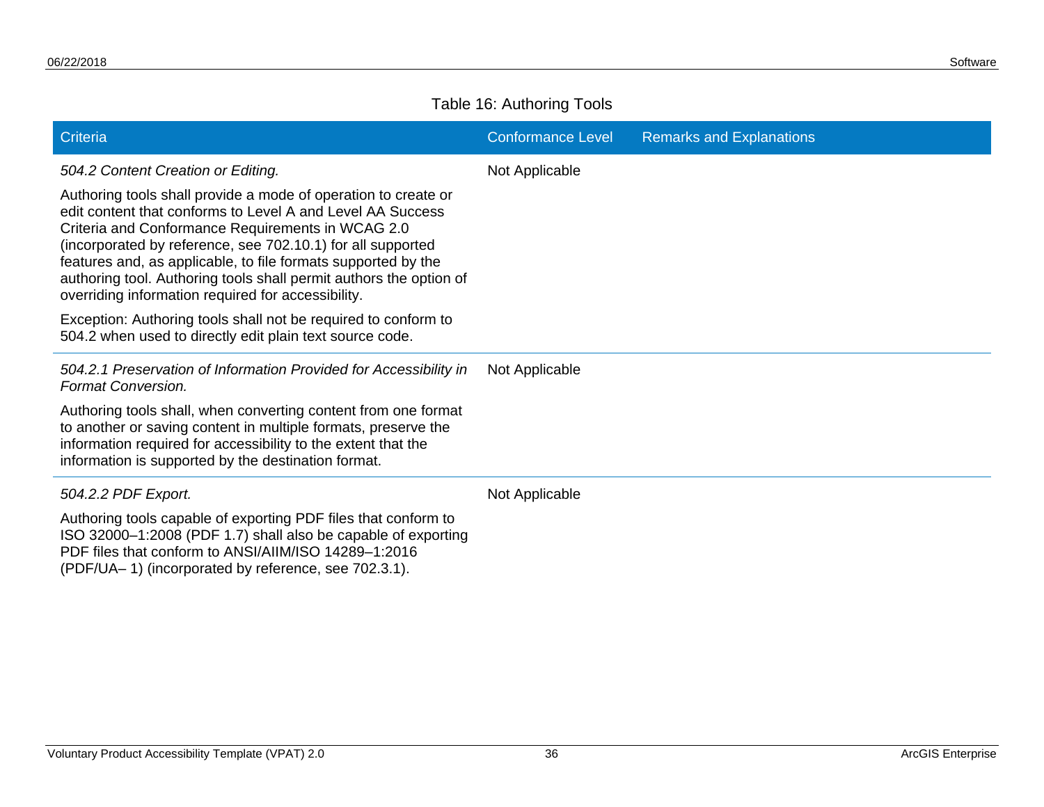Table 16: Authoring Tools

| Criteria | Conformance Level | Remarks and Explanations |
|---|---|---|
| *504.2 Content Creation or Editing.*<br><br>Authoring tools shall provide a mode of operation to create or edit content that conforms to Level A and Level AA Success Criteria and Conformance Requirements in WCAG 2.0 (incorporated by reference, see 702.10.1) for all supported features and, as applicable, to file formats supported by the authoring tool. Authoring tools shall permit authors the option of overriding information required for accessibility.<br><br>Exception: Authoring tools shall not be required to conform to 504.2 when used to directly edit plain text source code. | Not Applicable | |
| *504.2.1 Preservation of Information Provided for Accessibility in Format Conversion.*<br><br>Authoring tools shall, when converting content from one format to another or saving content in multiple formats, preserve the information required for accessibility to the extent that the information is supported by the destination format. | Not Applicable | |
| *504.2.2 PDF Export.*<br><br>Authoring tools capable of exporting PDF files that conform to ISO 32000–1:2008 (PDF 1.7) shall also be capable of exporting PDF files that conform to ANSI/AIIM/ISO 14289–1:2016 (PDF/UA– 1) (incorporated by reference, see 702.3.1). | Not Applicable | |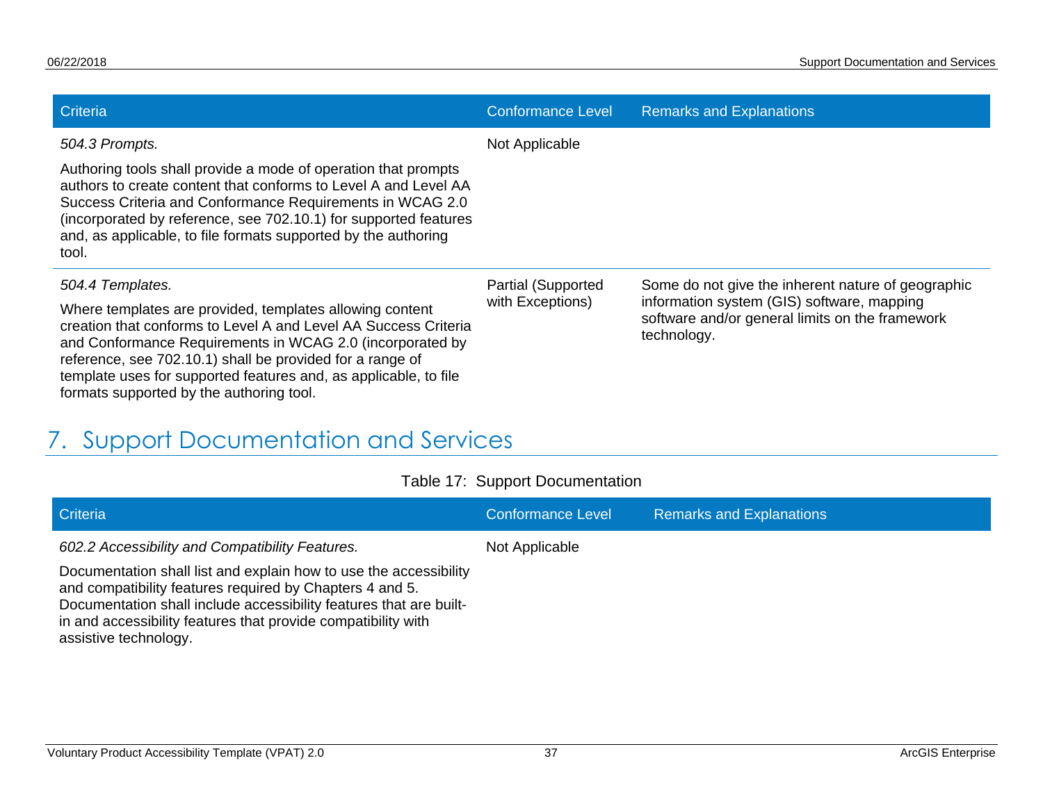| Criteria | Conformance Level | Remarks and Explanations |
|---|---|---|
| *504.3 Prompts.*<br><br>Authoring tools shall provide a mode of operation that prompts authors to create content that conforms to Level A and Level AA Success Criteria and Conformance Requirements in WCAG 2.0 (incorporated by reference, see 702.10.1) for supported features and, as applicable, to file formats supported by the authoring tool. | Not Applicable | |
| *504.4 Templates.*<br><br>Where templates are provided, templates allowing content creation that conforms to Level A and Level AA Success Criteria and Conformance Requirements in WCAG 2.0 (incorporated by reference, see 702.10.1) shall be provided for a range of template uses for supported features and, as applicable, to file formats supported by the authoring tool. | Partial (Supported with Exceptions) | Some do not give the inherent nature of geographic information system (GIS) software, mapping software and/or general limits on the framework technology. |

# 7. Support Documentation and Services

Table 17: Support Documentation

| Criteria | Conformance Level | Remarks and Explanations |
|---|---|---|
| *602.2 Accessibility and Compatibility Features.*<br><br>Documentation shall list and explain how to use the accessibility and compatibility features required by Chapters 4 and 5. Documentation shall include accessibility features that are built-in and accessibility features that provide compatibility with assistive technology. | Not Applicable | |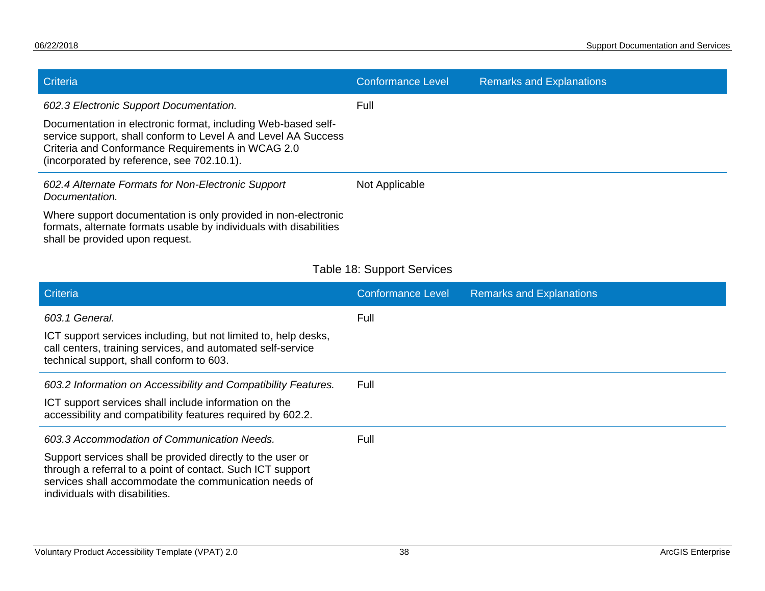| Criteria | Conformance Level | Remarks and Explanations |
| --- | --- | --- |
| *602.3 Electronic Support Documentation.* Documentation in electronic format, including Web-based self-service support, shall conform to Level A and Level AA Success Criteria and Conformance Requirements in WCAG 2.0 (incorporated by reference, see 702.10.1). | Full | |
| *602.4 Alternate Formats for Non-Electronic Support Documentation.* Where support documentation is only provided in non-electronic formats, alternate formats usable by individuals with disabilities shall be provided upon request. | Not Applicable | |

Table 18: Support Services

| Criteria | Conformance Level | Remarks and Explanations |
| --- | --- | --- |
| *603.1 General.* ICT support services including, but not limited to, help desks, call centers, training services, and automated self-service technical support, shall conform to 603. | Full | |
| *603.2 Information on Accessibility and Compatibility Features.* ICT support services shall include information on the accessibility and compatibility features required by 602.2. | Full | |
| *603.3 Accommodation of Communication Needs.* Support services shall be provided directly to the user or through a referral to a point of contact. Such ICT support services shall accommodate the communication needs of individuals with disabilities. | Full | |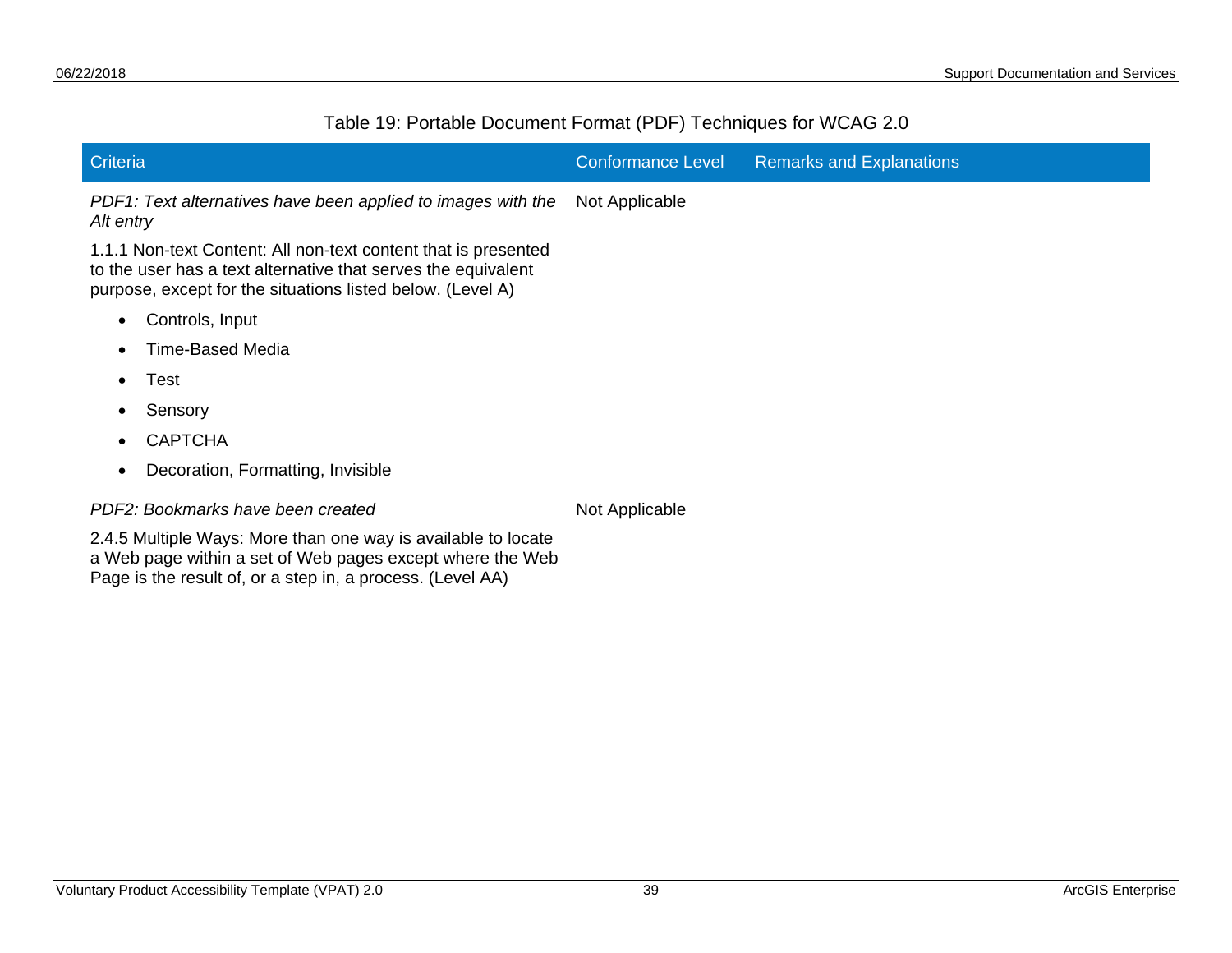Table 19: Portable Document Format (PDF) Techniques for WCAG 2.0

| Criteria | Conformance Level | Remarks and Explanations |
|---|---|---|
| *PDF1: Text alternatives have been applied to images with the Alt entry*<br><br>1.1.1 Non-text Content: All non-text content that is presented to the user has a text alternative that serves the equivalent purpose, except for the situations listed below. (Level A)<br><br>• Controls, Input<br>• Time-Based Media<br>• Test<br>• Sensory<br>• CAPTCHA<br>• Decoration, Formatting, Invisible | Not Applicable | |
| *PDF2: Bookmarks have been created*<br><br>2.4.5 Multiple Ways: More than one way is available to locate a Web page within a set of Web pages except where the Web Page is the result of, or a step in, a process. (Level AA) | Not Applicable | |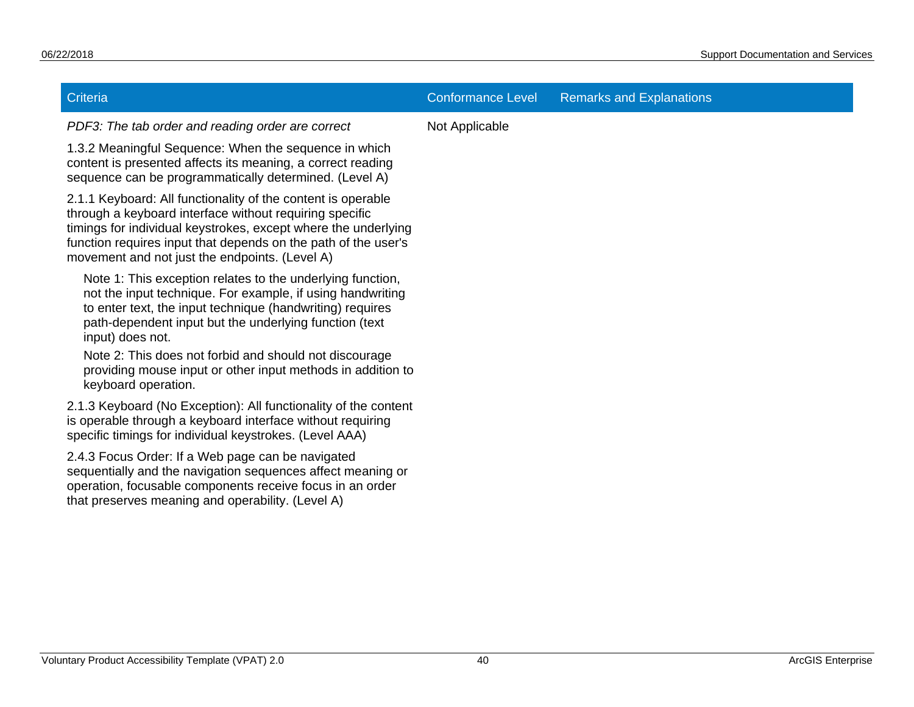| Criteria | Conformance Level | Remarks and Explanations |
| --- | --- | --- |
| *PDF3: The tab order and reading order are correct*<br><br>1.3.2 Meaningful Sequence: When the sequence in which content is presented affects its meaning, a correct reading sequence can be programmatically determined. (Level A)<br><br>2.1.1 Keyboard: All functionality of the content is operable through a keyboard interface without requiring specific timings for individual keystrokes, except where the underlying function requires input that depends on the path of the user's movement and not just the endpoints. (Level A)<br><br>Note 1: This exception relates to the underlying function, not the input technique. For example, if using handwriting to enter text, the input technique (handwriting) requires path-dependent input but the underlying function (text input) does not.<br><br>Note 2: This does not forbid and should not discourage providing mouse input or other input methods in addition to keyboard operation.<br><br>2.1.3 Keyboard (No Exception): All functionality of the content is operable through a keyboard interface without requiring specific timings for individual keystrokes. (Level AAA)<br><br>2.4.3 Focus Order: If a Web page can be navigated sequentially and the navigation sequences affect meaning or operation, focusable components receive focus in an order that preserves meaning and operability. (Level A) | Not Applicable | |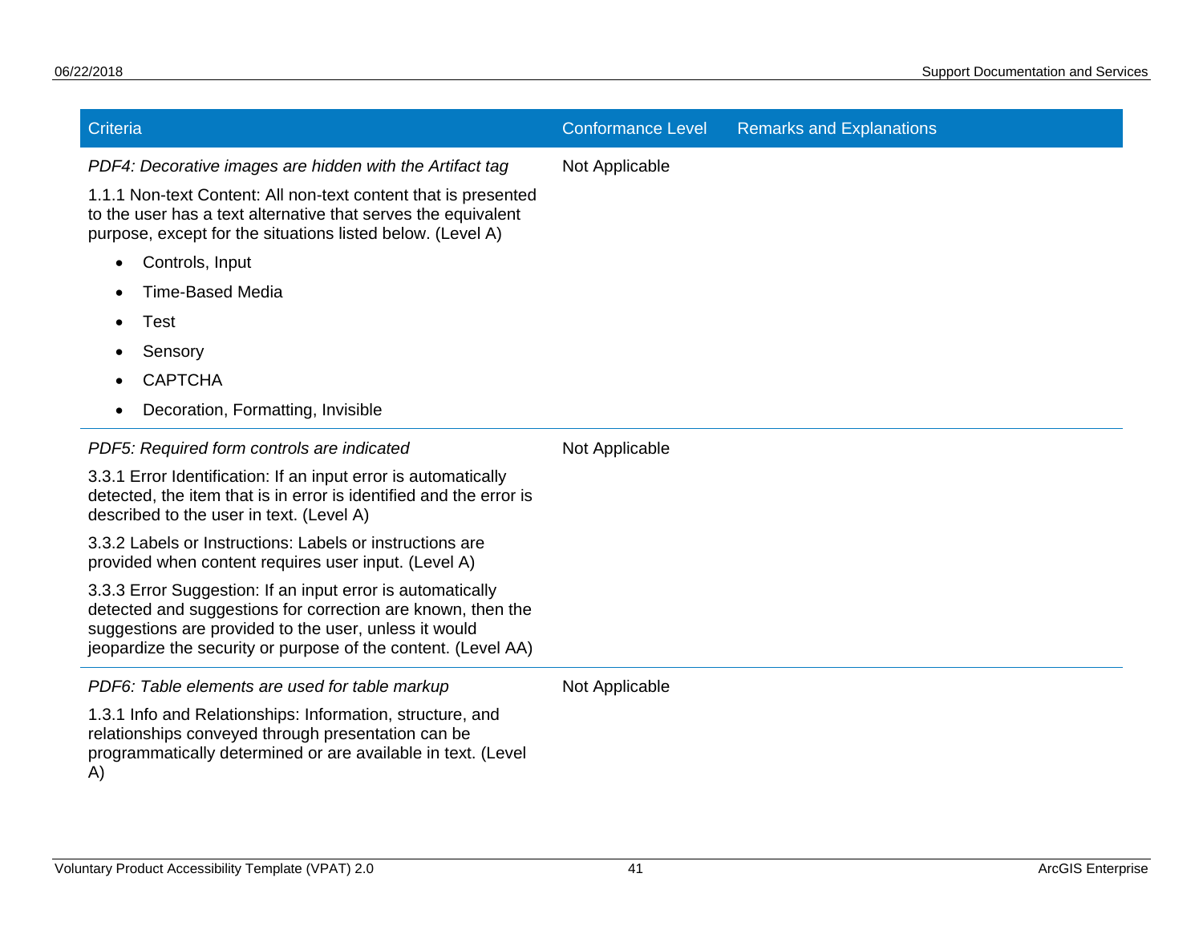| Criteria | Conformance Level | Remarks and Explanations |
|---|---|---|
| *PDF4: Decorative images are hidden with the Artifact tag*<br><br>1.1.1 Non-text Content: All non-text content that is presented to the user has a text alternative that serves the equivalent purpose, except for the situations listed below. (Level A)<br><br>• Controls, Input<br>• Time-Based Media<br>• Test<br>• Sensory<br>• CAPTCHA<br>• Decoration, Formatting, Invisible | Not Applicable | |
| *PDF5: Required form controls are indicated*<br><br>3.3.1 Error Identification: If an input error is automatically detected, the item that is in error is identified and the error is described to the user in text. (Level A)<br><br>3.3.2 Labels or Instructions: Labels or instructions are provided when content requires user input. (Level A)<br><br>3.3.3 Error Suggestion: If an input error is automatically detected and suggestions for correction are known, then the suggestions are provided to the user, unless it would jeopardize the security or purpose of the content. (Level AA) | Not Applicable | |
| *PDF6: Table elements are used for table markup*<br><br>1.3.1 Info and Relationships: Information, structure, and relationships conveyed through presentation can be programmatically determined or are available in text. (Level A) | Not Applicable | |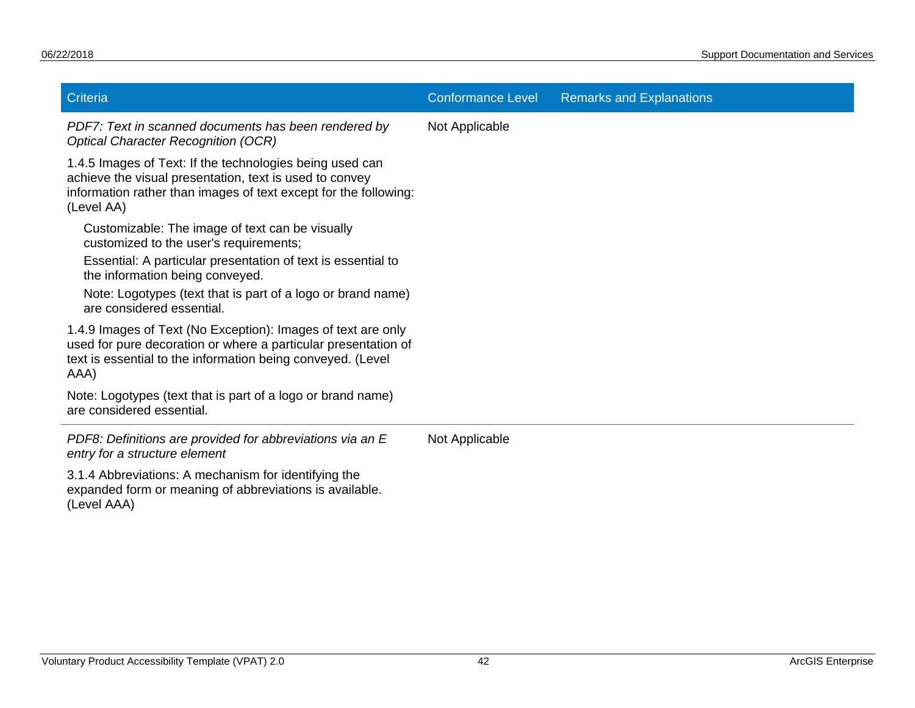| Criteria | Conformance Level | Remarks and Explanations |
| --- | --- | --- |
| *PDF7: Text in scanned documents has been rendered by Optical Character Recognition (OCR)*<br><br>1.4.5 Images of Text: If the technologies being used can achieve the visual presentation, text is used to convey information rather than images of text except for the following: (Level AA)<br><br>Customizable: The image of text can be visually customized to the user's requirements;<br>Essential: A particular presentation of text is essential to the information being conveyed.<br>Note: Logotypes (text that is part of a logo or brand name) are considered essential.<br><br>1.4.9 Images of Text (No Exception): Images of text are only used for pure decoration or where a particular presentation of text is essential to the information being conveyed. (Level AAA)<br><br>Note: Logotypes (text that is part of a logo or brand name) are considered essential. | Not Applicable | |
| *PDF8: Definitions are provided for abbreviations via an E entry for a structure element*<br><br>3.1.4 Abbreviations: A mechanism for identifying the expanded form or meaning of abbreviations is available. (Level AAA) | Not Applicable | |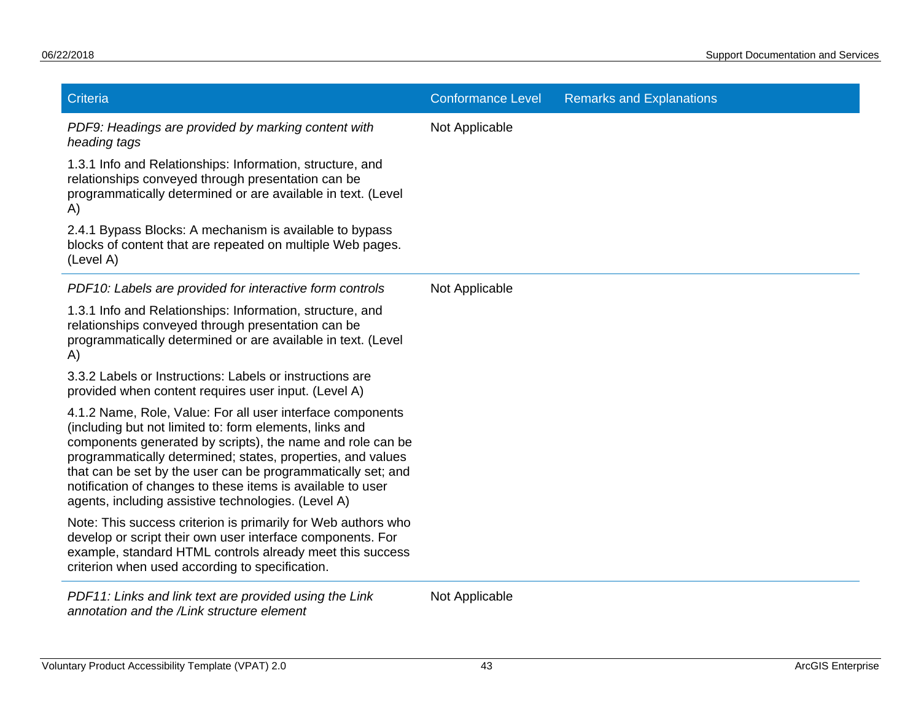| Criteria | Conformance Level | Remarks and Explanations |
| --- | --- | --- |
| *PDF9: Headings are provided by marking content with heading tags*<br><br>1.3.1 Info and Relationships: Information, structure, and relationships conveyed through presentation can be programmatically determined or are available in text. (Level A)<br><br>2.4.1 Bypass Blocks: A mechanism is available to bypass blocks of content that are repeated on multiple Web pages. (Level A) | Not Applicable | |
| *PDF10: Labels are provided for interactive form controls*<br><br>1.3.1 Info and Relationships: Information, structure, and relationships conveyed through presentation can be programmatically determined or are available in text. (Level A)<br><br>3.3.2 Labels or Instructions: Labels or instructions are provided when content requires user input. (Level A)<br><br>4.1.2 Name, Role, Value: For all user interface components (including but not limited to: form elements, links and components generated by scripts), the name and role can be programmatically determined; states, properties, and values that can be set by the user can be programmatically set; and notification of changes to these items is available to user agents, including assistive technologies. (Level A)<br><br>Note: This success criterion is primarily for Web authors who develop or script their own user interface components. For example, standard HTML controls already meet this success criterion when used according to specification. | Not Applicable | |
| *PDF11: Links and link text are provided using the Link annotation and the /Link structure element* | Not Applicable | |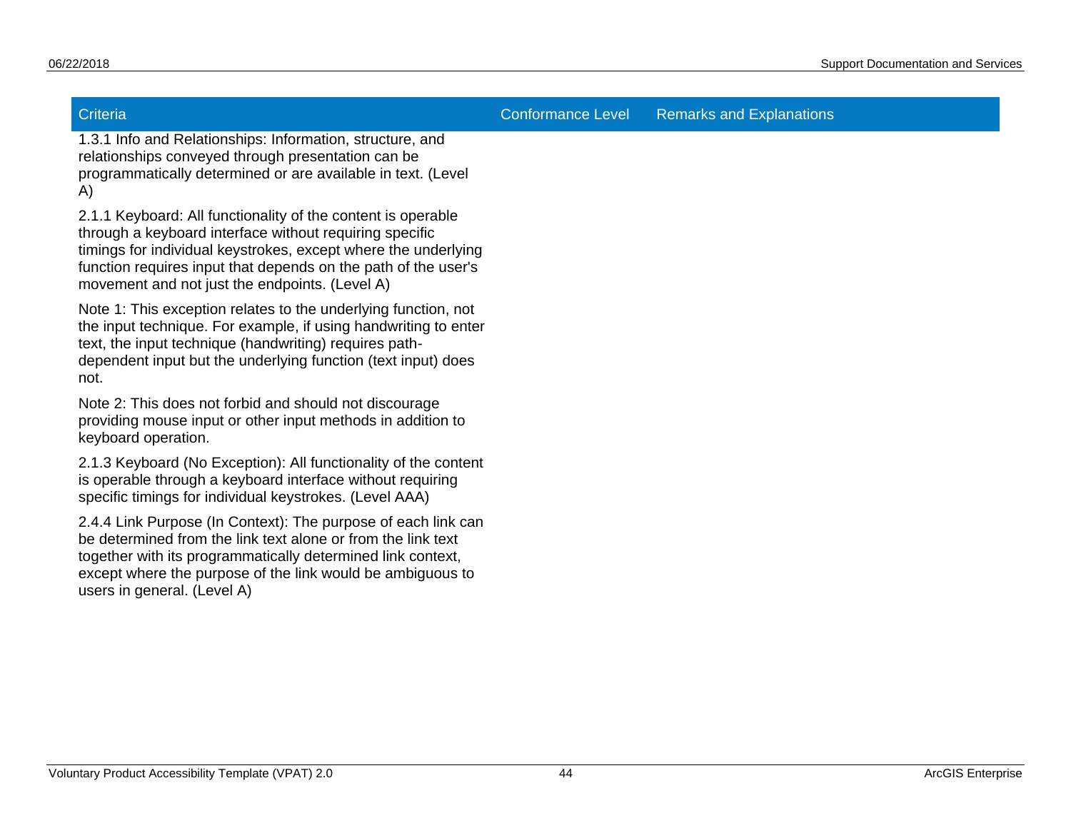| Criteria | Conformance Level | Remarks and Explanations |
|---|---|---|
| 1.3.1 Info and Relationships: Information, structure, and relationships conveyed through presentation can be programmatically determined or are available in text. (Level A) | | |
| 2.1.1 Keyboard: All functionality of the content is operable through a keyboard interface without requiring specific timings for individual keystrokes, except where the underlying function requires input that depends on the path of the user's movement and not just the endpoints. (Level A) | | |
| Note 1: This exception relates to the underlying function, not the input technique. For example, if using handwriting to enter text, the input technique (handwriting) requires path-dependent input but the underlying function (text input) does not. | | |
| Note 2: This does not forbid and should not discourage providing mouse input or other input methods in addition to keyboard operation. | | |
| 2.1.3 Keyboard (No Exception): All functionality of the content is operable through a keyboard interface without requiring specific timings for individual keystrokes. (Level AAA) | | |
| 2.4.4 Link Purpose (In Context): The purpose of each link can be determined from the link text alone or from the link text together with its programmatically determined link context, except where the purpose of the link would be ambiguous to users in general. (Level A) | | |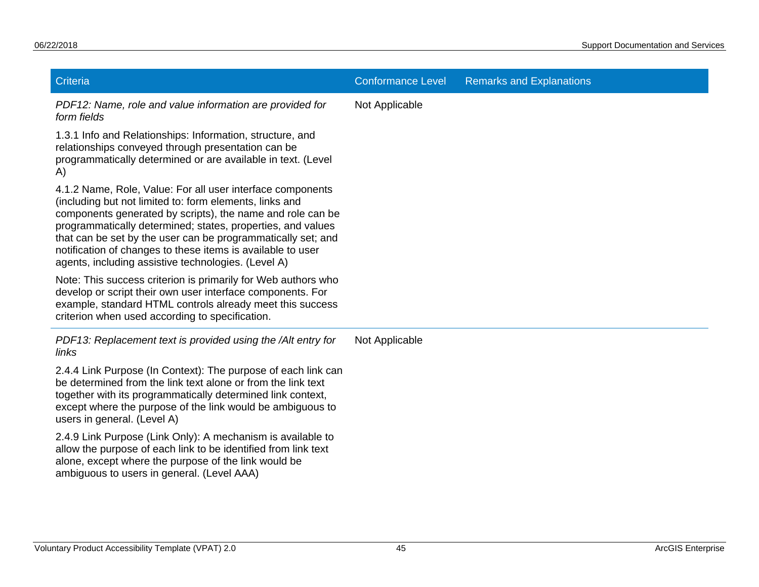| Criteria | Conformance Level | Remarks and Explanations |
|---|---|---|
| *PDF12: Name, role and value information are provided for form fields*<br><br>1.3.1 Info and Relationships: Information, structure, and relationships conveyed through presentation can be programmatically determined or are available in text. (Level A)<br><br>4.1.2 Name, Role, Value: For all user interface components (including but not limited to: form elements, links and components generated by scripts), the name and role can be programmatically determined; states, properties, and values that can be set by the user can be programmatically set; and notification of changes to these items is available to user agents, including assistive technologies. (Level A)<br><br>Note: This success criterion is primarily for Web authors who develop or script their own user interface components. For example, standard HTML controls already meet this success criterion when used according to specification. | Not Applicable | |
| *PDF13: Replacement text is provided using the /Alt entry for links*<br><br>2.4.4 Link Purpose (In Context): The purpose of each link can be determined from the link text alone or from the link text together with its programmatically determined link context, except where the purpose of the link would be ambiguous to users in general. (Level A)<br><br>2.4.9 Link Purpose (Link Only): A mechanism is available to allow the purpose of each link to be identified from link text alone, except where the purpose of the link would be ambiguous to users in general. (Level AAA) | Not Applicable | |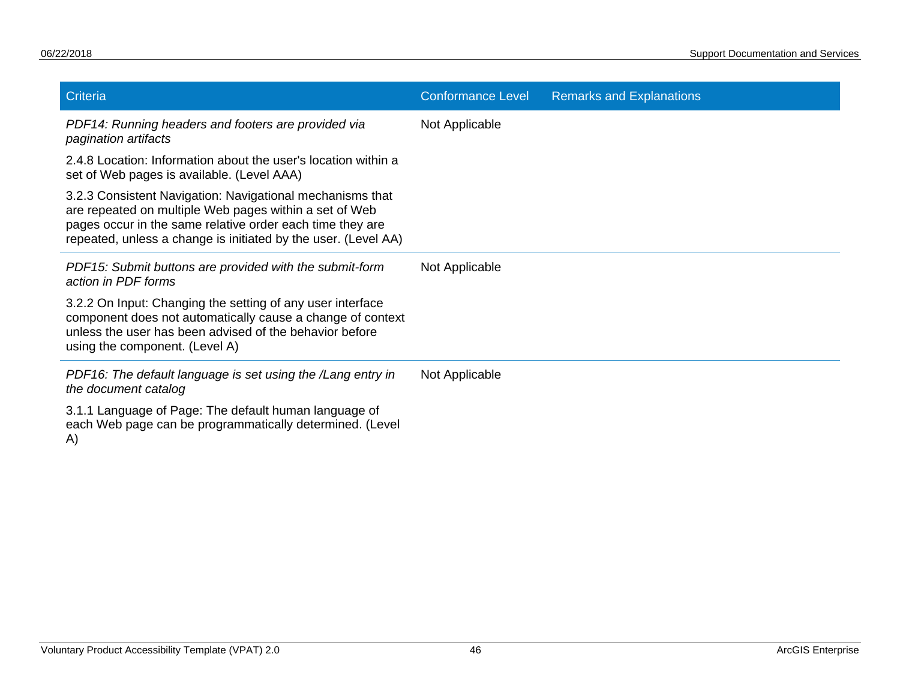| Criteria | Conformance Level | Remarks and Explanations |
|---|---|---|
| *PDF14: Running headers and footers are provided via pagination artifacts*<br><br>2.4.8 Location: Information about the user's location within a set of Web pages is available. (Level AAA)<br><br>3.2.3 Consistent Navigation: Navigational mechanisms that are repeated on multiple Web pages within a set of Web pages occur in the same relative order each time they are repeated, unless a change is initiated by the user. (Level AA) | Not Applicable | |
| *PDF15: Submit buttons are provided with the submit-form action in PDF forms*<br><br>3.2.2 On Input: Changing the setting of any user interface component does not automatically cause a change of context unless the user has been advised of the behavior before using the component. (Level A) | Not Applicable | |
| *PDF16: The default language is set using the /Lang entry in the document catalog*<br><br>3.1.1 Language of Page: The default human language of each Web page can be programmatically determined. (Level A) | Not Applicable | |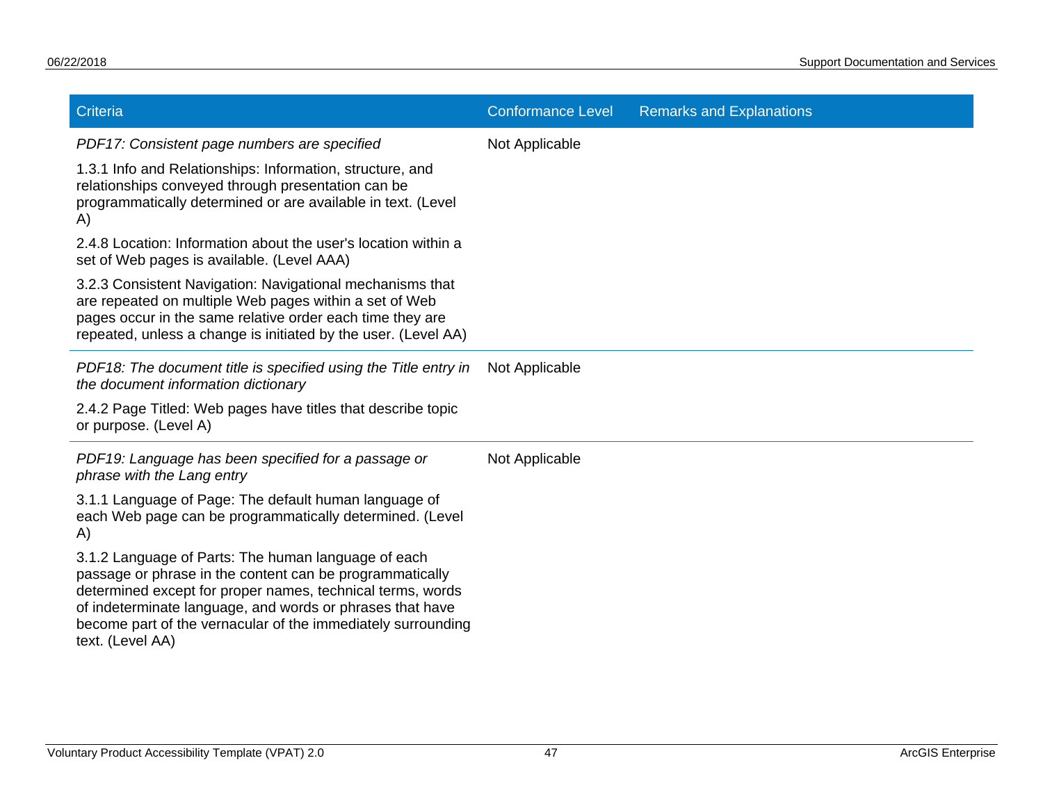| Criteria | Conformance Level | Remarks and Explanations |
|---|---|---|
| *PDF17: Consistent page numbers are specified*<br><br>1.3.1 Info and Relationships: Information, structure, and relationships conveyed through presentation can be programmatically determined or are available in text. (Level A)<br><br>2.4.8 Location: Information about the user's location within a set of Web pages is available. (Level AAA)<br><br>3.2.3 Consistent Navigation: Navigational mechanisms that are repeated on multiple Web pages within a set of Web pages occur in the same relative order each time they are repeated, unless a change is initiated by the user. (Level AA) | Not Applicable | |
| *PDF18: The document title is specified using the Title entry in the document information dictionary*<br><br>2.4.2 Page Titled: Web pages have titles that describe topic or purpose. (Level A) | Not Applicable | |
| *PDF19: Language has been specified for a passage or phrase with the Lang entry*<br><br>3.1.1 Language of Page: The default human language of each Web page can be programmatically determined. (Level A)<br><br>3.1.2 Language of Parts: The human language of each passage or phrase in the content can be programmatically determined except for proper names, technical terms, words of indeterminate language, and words or phrases that have become part of the vernacular of the immediately surrounding text. (Level AA) | Not Applicable | |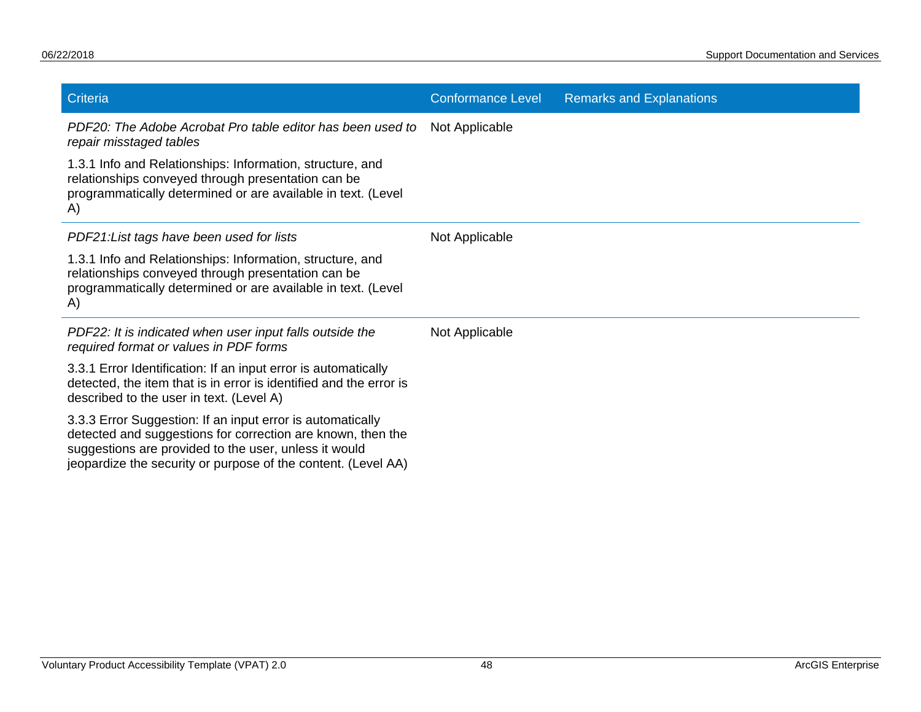| Criteria | Conformance Level | Remarks and Explanations |
| --- | --- | --- |
| *PDF20: The Adobe Acrobat Pro table editor has been used to repair misstaged tables*<br><br>1.3.1 Info and Relationships: Information, structure, and relationships conveyed through presentation can be programmatically determined or are available in text. (Level A) | Not Applicable | |
| *PDF21:List tags have been used for lists*<br><br>1.3.1 Info and Relationships: Information, structure, and relationships conveyed through presentation can be programmatically determined or are available in text. (Level A) | Not Applicable | |
| *PDF22: It is indicated when user input falls outside the required format or values in PDF forms*<br><br>3.3.1 Error Identification: If an input error is automatically detected, the item that is in error is identified and the error is described to the user in text. (Level A)<br><br>3.3.3 Error Suggestion: If an input error is automatically detected and suggestions for correction are known, then the suggestions are provided to the user, unless it would jeopardize the security or purpose of the content. (Level AA) | Not Applicable | |